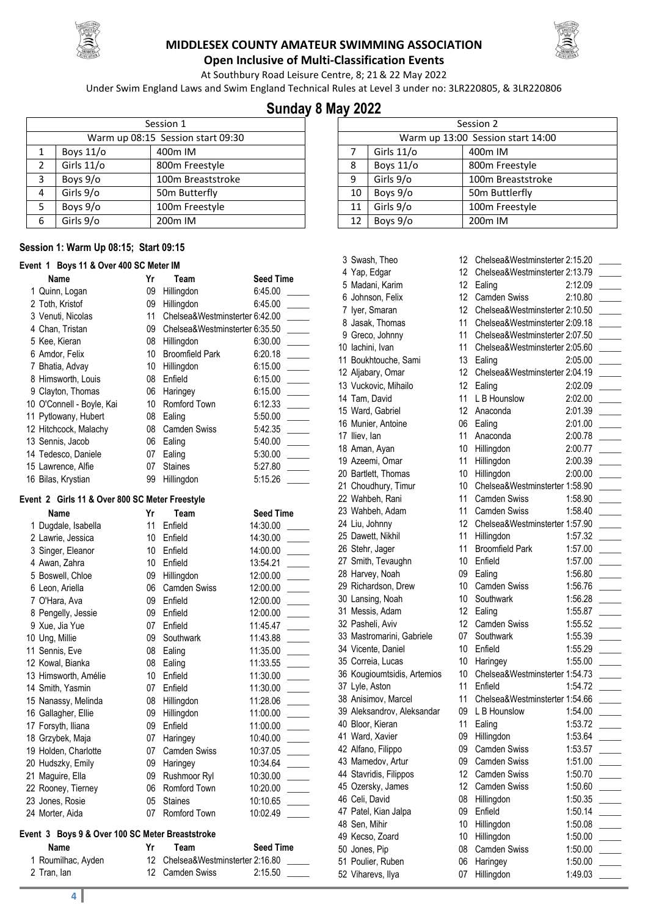# MIDDLESEX COUNTY AMATEUR SWIMMING ASSOCIATION

**Open Inclusive of Multi-Classification Events**

At Southbury Road Leisure Centre, 8; 21 & 22 May 2022

Under Swim England Laws and Swim England Technical Rules at Level 3 under no: 3LR220805, & 3LR220806

## Sunday 8 May 2022

| Session 1 | | |
|---|---|---|
| Warm up 08:15 Session start 09:30 | | |
| 1 | Boys 11/o | 400m IM |
| 2 | Girls 11/o | 800m Freestyle |
| 3 | Boys 9/o | 100m Breaststroke |
| 4 | Girls 9/o | 50m Butterfly |
| 5 | Boys 9/o | 100m Freestyle |
| 6 | Girls 9/o | 200m IM |

| Session 2 | | |
|---|---|---|
| Warm up 13:00 Session start 14:00 | | |
| 7 | Girls 11/o | 400m IM |
| 8 | Boys 11/o | 800m Freestyle |
| 9 | Girls 9/o | 100m Breaststroke |
| 10 | Boys 9/o | 50m Buttlerfly |
| 11 | Girls 9/o | 100m Freestyle |
| 12 | Boys 9/o | 200m IM |

### Session 1: Warm Up 08:15; Start 09:15

#### Event 1 Boys 11 & Over 400 SC Meter IM

| | Name | Yr | Team | Seed Time |
|---|---|---|---|---|
| 1 | Quinn, Logan | 09 | Hillingdon | 6:45.00 |
| 2 | Toth, Kristof | 09 | Hillingdon | 6:45.00 |
| 3 | Venuti, Nicolas | 11 | Chelsea&Westminsterter | 6:42.00 |
| 4 | Chan, Tristan | 09 | Chelsea&Westminsterter | 6:35.50 |
| 5 | Kee, Kieran | 08 | Hillingdon | 6:30.00 |
| 6 | Amdor, Felix | 10 | Broomfield Park | 6:20.18 |
| 7 | Bhatia, Advay | 10 | Hillingdon | 6:15.00 |
| 8 | Himsworth, Louis | 08 | Enfield | 6:15.00 |
| 9 | Clayton, Thomas | 06 | Haringey | 6:15.00 |
| 10 | O'Connell - Boyle, Kai | 10 | Romford Town | 6:12.33 |
| 11 | Pytlowany, Hubert | 08 | Ealing | 5:50.00 |
| 12 | Hitchcock, Malachy | 08 | Camden Swiss | 5:42.35 |
| 13 | Sennis, Jacob | 06 | Ealing | 5:40.00 |
| 14 | Tedesco, Daniele | 07 | Ealing | 5:30.00 |
| 15 | Lawrence, Alfie | 07 | Staines | 5:27.80 |
| 16 | Bilas, Krystian | 99 | Hillingdon | 5:15.26 |

#### Event 2 Girls 11 & Over 800 SC Meter Freestyle

| | Name | Yr | Team | Seed Time |
|---|---|---|---|---|
| 1 | Dugdale, Isabella | 11 | Enfield | 14:30.00 |
| 2 | Lawrie, Jessica | 10 | Enfield | 14:30.00 |
| 3 | Singer, Eleanor | 10 | Enfield | 14:00.00 |
| 4 | Awan, Zahra | 10 | Enfield | 13:54.21 |
| 5 | Boswell, Chloe | 09 | Hillingdon | 12:00.00 |
| 6 | Leon, Ariella | 06 | Camden Swiss | 12:00.00 |
| 7 | O'Hara, Ava | 09 | Enfield | 12:00.00 |
| 8 | Pengelly, Jessie | 09 | Enfield | 12:00.00 |
| 9 | Xue, Jia Yue | 07 | Enfield | 11:45.47 |
| 10 | Ung, Millie | 09 | Southwark | 11:43.88 |
| 11 | Sennis, Eve | 08 | Ealing | 11:35.00 |
| 12 | Kowal, Bianka | 08 | Ealing | 11:33.55 |
| 13 | Himsworth, Amélie | 10 | Enfield | 11:30.00 |
| 14 | Smith, Yasmin | 07 | Enfield | 11:30.00 |
| 15 | Nanassy, Melinda | 08 | Hillingdon | 11:28.06 |
| 16 | Gallagher, Ellie | 09 | Hillingdon | 11:00.00 |
| 17 | Forsyth, Iliana | 09 | Enfield | 11:00.00 |
| 18 | Grzybek, Maja | 07 | Haringey | 10:40.00 |
| 19 | Holden, Charlotte | 07 | Camden Swiss | 10:37.05 |
| 20 | Hudszky, Emily | 09 | Haringey | 10:34.64 |
| 21 | Maguire, Ella | 09 | Rushmoor Ryl | 10:30.00 |
| 22 | Rooney, Tierney | 06 | Romford Town | 10:20.00 |
| 23 | Jones, Rosie | 05 | Staines | 10:10.65 |
| 24 | Morter, Aida | 07 | Romford Town | 10:02.49 |

#### Event 3 Boys 9 & Over 100 SC Meter Breaststroke

| | Name | Yr | Team | Seed Time |
|---|---|---|---|---|
| 1 | Roumilhac, Ayden | 12 | Chelsea&Westminsterter | 2:16.80 |
| 2 | Tran, Ian | 12 | Camden Swiss | 2:15.50 |
| 3 | Swash, Theo | 12 | Chelsea&Westminsterter | 2:15.20 |
| 4 | Yap, Edgar | 12 | Chelsea&Westminsterter | 2:13.79 |
| 5 | Madani, Karim | 12 | Ealing | 2:12.09 |
| 6 | Johnson, Felix | 12 | Camden Swiss | 2:10.80 |
| 7 | Iyer, Smaran | 12 | Chelsea&Westminsterter | 2:10.50 |
| 8 | Jasak, Thomas | 11 | Chelsea&Westminsterter | 2:09.18 |
| 9 | Greco, Johnny | 11 | Chelsea&Westminsterter | 2:07.50 |
| 10 | Iachini, Ivan | 11 | Chelsea&Westminsterter | 2:05.60 |
| 11 | Boukhtouche, Sami | 13 | Ealing | 2:05.00 |
| 12 | Aljabary, Omar | 12 | Chelsea&Westminsterter | 2:04.19 |
| 13 | Vuckovic, Mihailo | 12 | Ealing | 2:02.09 |
| 14 | Tam, David | 11 | L B Hounslow | 2:02.00 |
| 15 | Ward, Gabriel | 12 | Anaconda | 2:01.39 |
| 16 | Munier, Antoine | 06 | Ealing | 2:01.00 |
| 17 | Iliev, Ian | 11 | Anaconda | 2:00.78 |
| 18 | Aman, Ayan | 10 | Hillingdon | 2:00.77 |
| 19 | Azeemi, Omar | 11 | Hillingdon | 2:00.39 |
| 20 | Bartlett, Thomas | 10 | Hillingdon | 2:00.00 |
| 21 | Choudhury, Timur | 10 | Chelsea&Westminsterter | 1:58.90 |
| 22 | Wahbeh, Rani | 11 | Camden Swiss | 1:58.90 |
| 23 | Wahbeh, Adam | 11 | Camden Swiss | 1:58.40 |
| 24 | Liu, Johnny | 12 | Chelsea&Westminsterter | 1:57.90 |
| 25 | Dawett, Nikhil | 11 | Hillingdon | 1:57.32 |
| 26 | Stehr, Jager | 11 | Broomfield Park | 1:57.00 |
| 27 | Smith, Tevaughn | 10 | Enfield | 1:57.00 |
| 28 | Harvey, Noah | 09 | Ealing | 1:56.80 |
| 29 | Richardson, Drew | 10 | Camden Swiss | 1:56.76 |
| 30 | Lansing, Noah | 10 | Southwark | 1:56.28 |
| 31 | Messis, Adam | 12 | Ealing | 1:55.87 |
| 32 | Pasheli, Aviv | 12 | Camden Swiss | 1:55.52 |
| 33 | Mastromarini, Gabriele | 07 | Southwark | 1:55.39 |
| 34 | Vicente, Daniel | 10 | Enfield | 1:55.29 |
| 35 | Correia, Lucas | 10 | Haringey | 1:55.00 |
| 36 | Kougioumtsidis, Artemios | 10 | Chelsea&Westminsterter | 1:54.73 |
| 37 | Lyle, Aston | 11 | Enfield | 1:54.72 |
| 38 | Anisimov, Marcel | 11 | Chelsea&Westminsterter | 1:54.66 |
| 39 | Aleksandrov, Aleksandar | 09 | L B Hounslow | 1:54.00 |
| 40 | Bloor, Kieran | 11 | Ealing | 1:53.72 |
| 41 | Ward, Xavier | 09 | Hillingdon | 1:53.64 |
| 42 | Alfano, Filippo | 09 | Camden Swiss | 1:53.57 |
| 43 | Mamedov, Artur | 09 | Camden Swiss | 1:51.00 |
| 44 | Stavridis, Filippos | 12 | Camden Swiss | 1:50.70 |
| 45 | Ozersky, James | 12 | Camden Swiss | 1:50.60 |
| 46 | Celi, David | 08 | Hillingdon | 1:50.35 |
| 47 | Patel, Kian Jalpa | 09 | Enfield | 1:50.14 |
| 48 | Sen, Mihir | 10 | Hillingdon | 1:50.08 |
| 49 | Kecso, Zoard | 10 | Hillingdon | 1:50.00 |
| 50 | Jones, Pip | 08 | Camden Swiss | 1:50.00 |
| 51 | Poulier, Ruben | 06 | Haringey | 1:50.00 |
| 52 | Viharevs, Ilya | 07 | Hillingdon | 1:49.03 |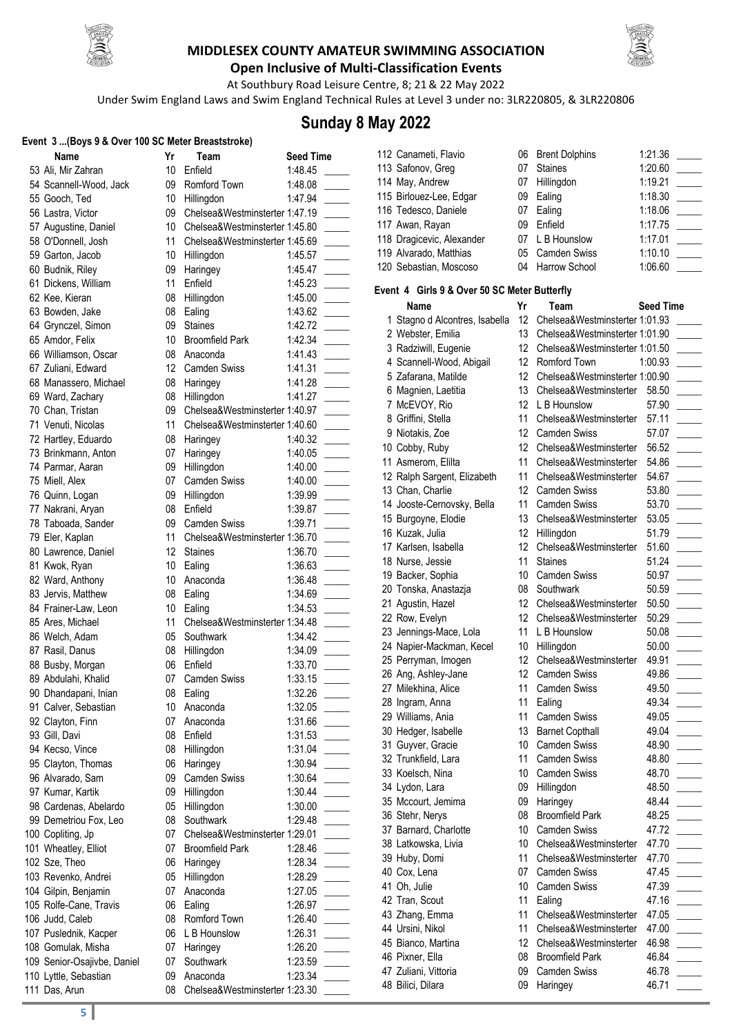# MIDDLESEX COUNTY AMATEUR SWIMMING ASSOCIATION

**Open Inclusive of Multi-Classification Events**

At Southbury Road Leisure Centre, 8; 21 & 22 May 2022

Under Swim England Laws and Swim England Technical Rules at Level 3 under no: 3LR220805, & 3LR220806

## Sunday 8 May 2022

### Event 3 ...(Boys 9 & Over 100 SC Meter Breaststroke)

| | Name | Yr | Team | Seed Time |
|---|---|---|---|---|
| 53 | Ali, Mir Zahran | 10 | Enfield | 1:48.45 |
| 54 | Scannell-Wood, Jack | 09 | Romford Town | 1:48.08 |
| 55 | Gooch, Ted | 10 | Hillingdon | 1:47.94 |
| 56 | Lastra, Victor | 09 | Chelsea&Westminster | 1:47.19 |
| 57 | Augustine, Daniel | 10 | Chelsea&Westminster | 1:45.80 |
| 58 | O'Donnell, Josh | 11 | Chelsea&Westminster | 1:45.69 |
| 59 | Garton, Jacob | 10 | Hillingdon | 1:45.57 |
| 60 | Budnik, Riley | 09 | Haringey | 1:45.47 |
| 61 | Dickens, William | 11 | Enfield | 1:45.23 |
| 62 | Kee, Kieran | 08 | Hillingdon | 1:45.00 |
| 63 | Bowden, Jake | 08 | Ealing | 1:43.62 |
| 64 | Grynczel, Simon | 09 | Staines | 1:42.72 |
| 65 | Amdor, Felix | 10 | Broomfield Park | 1:42.34 |
| 66 | Williamson, Oscar | 08 | Anaconda | 1:41.43 |
| 67 | Zuliani, Edward | 12 | Camden Swiss | 1:41.31 |
| 68 | Manassero, Michael | 08 | Haringey | 1:41.28 |
| 69 | Ward, Zachary | 08 | Hillingdon | 1:41.27 |
| 70 | Chan, Tristan | 09 | Chelsea&Westminster | 1:40.97 |
| 71 | Venuti, Nicolas | 11 | Chelsea&Westminster | 1:40.60 |
| 72 | Hartley, Eduardo | 08 | Haringey | 1:40.32 |
| 73 | Brinkmann, Anton | 07 | Haringey | 1:40.05 |
| 74 | Parmar, Aaran | 09 | Hillingdon | 1:40.00 |
| 75 | Miell, Alex | 07 | Camden Swiss | 1:40.00 |
| 76 | Quinn, Logan | 09 | Hillingdon | 1:39.99 |
| 77 | Nakrani, Aryan | 08 | Enfield | 1:39.87 |
| 78 | Taboada, Sander | 09 | Camden Swiss | 1:39.71 |
| 79 | Eler, Kaplan | 11 | Chelsea&Westminster | 1:36.70 |
| 80 | Lawrence, Daniel | 12 | Staines | 1:36.70 |
| 81 | Kwok, Ryan | 10 | Ealing | 1:36.63 |
| 82 | Ward, Anthony | 10 | Anaconda | 1:36.48 |
| 83 | Jervis, Matthew | 08 | Ealing | 1:34.69 |
| 84 | Frainer-Law, Leon | 10 | Ealing | 1:34.53 |
| 85 | Ares, Michael | 11 | Chelsea&Westminster | 1:34.48 |
| 86 | Welch, Adam | 05 | Southwark | 1:34.42 |
| 87 | Rasil, Danus | 08 | Hillingdon | 1:34.09 |
| 88 | Busby, Morgan | 06 | Enfield | 1:33.70 |
| 89 | Abdulahi, Khalid | 07 | Camden Swiss | 1:33.15 |
| 90 | Dhandapani, Inian | 08 | Ealing | 1:32.26 |
| 91 | Calver, Sebastian | 10 | Anaconda | 1:32.05 |
| 92 | Clayton, Finn | 07 | Anaconda | 1:31.66 |
| 93 | Gill, Davi | 08 | Enfield | 1:31.53 |
| 94 | Kecso, Vince | 08 | Hillingdon | 1:31.04 |
| 95 | Clayton, Thomas | 06 | Haringey | 1:30.94 |
| 96 | Alvarado, Sam | 09 | Camden Swiss | 1:30.64 |
| 97 | Kumar, Kartik | 09 | Hillingdon | 1:30.44 |
| 98 | Cardenas, Abelardo | 05 | Hillingdon | 1:30.00 |
| 99 | Demetriou Fox, Leo | 08 | Southwark | 1:29.48 |
| 100 | Copliting, Jp | 07 | Chelsea&Westminster | 1:29.01 |
| 101 | Wheatley, Elliot | 07 | Broomfield Park | 1:28.46 |
| 102 | Sze, Theo | 06 | Haringey | 1:28.34 |
| 103 | Revenko, Andrei | 05 | Hillingdon | 1:28.29 |
| 104 | Gilpin, Benjamin | 07 | Anaconda | 1:27.05 |
| 105 | Rolfe-Cane, Travis | 06 | Ealing | 1:26.97 |
| 106 | Judd, Caleb | 08 | Romford Town | 1:26.40 |
| 107 | Puslednik, Kacper | 06 | L B Hounslow | 1:26.31 |
| 108 | Gomulak, Misha | 07 | Haringey | 1:26.20 |
| 109 | Senior-Osajivbe, Daniel | 07 | Southwark | 1:23.59 |
| 110 | Lyttle, Sebastian | 09 | Anaconda | 1:23.34 |
| 111 | Das, Arun | 08 | Chelsea&Westminster | 1:23.30 |
| 112 | Canameti, Flavio | 06 | Brent Dolphins | 1:21.36 |
| 113 | Safonov, Greg | 07 | Staines | 1:20.60 |
| 114 | May, Andrew | 07 | Hillingdon | 1:19.21 |
| 115 | Birlouez-Lee, Edgar | 09 | Ealing | 1:18.30 |
| 116 | Tedesco, Daniele | 07 | Ealing | 1:18.06 |
| 117 | Awan, Rayan | 09 | Enfield | 1:17.75 |
| 118 | Dragicevic, Alexander | 07 | L B Hounslow | 1:17.01 |
| 119 | Alvarado, Matthias | 05 | Camden Swiss | 1:10.10 |
| 120 | Sebastian, Moscoso | 04 | Harrow School | 1:06.60 |

### Event 4 Girls 9 & Over 50 SC Meter Butterfly

| | Name | Yr | Team | Seed Time |
|---|---|---|---|---|
| 1 | Stagno d Alcontres, Isabella | 12 | Chelsea&Westminster | 1:01.93 |
| 2 | Webster, Emilia | 13 | Chelsea&Westminster | 1:01.90 |
| 3 | Radziwill, Eugenie | 12 | Chelsea&Westminster | 1:01.50 |
| 4 | Scannell-Wood, Abigail | 12 | Romford Town | 1:00.93 |
| 5 | Zafarana, Matilde | 12 | Chelsea&Westminster | 1:00.90 |
| 6 | Magnien, Laetitia | 13 | Chelsea&Westminster | 58.50 |
| 7 | McEVOY, Rio | 12 | L B Hounslow | 57.90 |
| 8 | Griffini, Stella | 11 | Chelsea&Westminster | 57.11 |
| 9 | Niotakis, Zoe | 12 | Camden Swiss | 57.07 |
| 10 | Cobby, Ruby | 12 | Chelsea&Westminster | 56.52 |
| 11 | Asmerom, Elilta | 11 | Chelsea&Westminster | 54.86 |
| 12 | Ralph Sargent, Elizabeth | 11 | Chelsea&Westminster | 54.67 |
| 13 | Chan, Charlie | 12 | Camden Swiss | 53.80 |
| 14 | Jooste-Cernovsky, Bella | 11 | Camden Swiss | 53.70 |
| 15 | Burgoyne, Elodie | 13 | Chelsea&Westminster | 53.05 |
| 16 | Kuzak, Julia | 12 | Hillingdon | 51.79 |
| 17 | Karlsen, Isabella | 12 | Chelsea&Westminster | 51.60 |
| 18 | Nurse, Jessie | 11 | Staines | 51.24 |
| 19 | Backer, Sophia | 10 | Camden Swiss | 50.97 |
| 20 | Tonska, Anastazja | 08 | Southwark | 50.59 |
| 21 | Agustin, Hazel | 12 | Chelsea&Westminster | 50.50 |
| 22 | Row, Evelyn | 12 | Chelsea&Westminster | 50.29 |
| 23 | Jennings-Mace, Lola | 11 | L B Hounslow | 50.08 |
| 24 | Napier-Mackman, Kecel | 10 | Hillingdon | 50.00 |
| 25 | Perryman, Imogen | 12 | Chelsea&Westminster | 49.91 |
| 26 | Ang, Ashley-Jane | 12 | Camden Swiss | 49.86 |
| 27 | Milekhina, Alice | 11 | Camden Swiss | 49.50 |
| 28 | Ingram, Anna | 11 | Ealing | 49.34 |
| 29 | Williams, Ania | 11 | Camden Swiss | 49.05 |
| 30 | Hedger, Isabelle | 13 | Barnet Copthall | 49.04 |
| 31 | Guyver, Gracie | 10 | Camden Swiss | 48.90 |
| 32 | Trunkfield, Lara | 11 | Camden Swiss | 48.80 |
| 33 | Koelsch, Nina | 10 | Camden Swiss | 48.70 |
| 34 | Lydon, Lara | 09 | Hillingdon | 48.50 |
| 35 | Mccourt, Jemima | 09 | Haringey | 48.44 |
| 36 | Stehr, Nerys | 08 | Broomfield Park | 48.25 |
| 37 | Barnard, Charlotte | 10 | Camden Swiss | 47.72 |
| 38 | Latkowska, Livia | 10 | Chelsea&Westminster | 47.70 |
| 39 | Huby, Domi | 11 | Chelsea&Westminster | 47.70 |
| 40 | Cox, Lena | 07 | Camden Swiss | 47.45 |
| 41 | Oh, Julie | 10 | Camden Swiss | 47.39 |
| 42 | Tran, Scout | 11 | Ealing | 47.16 |
| 43 | Zhang, Emma | 11 | Chelsea&Westminster | 47.05 |
| 44 | Ursini, Nikol | 11 | Chelsea&Westminster | 47.00 |
| 45 | Bianco, Martina | 12 | Chelsea&Westminster | 46.98 |
| 46 | Pixner, Ella | 08 | Broomfield Park | 46.84 |
| 47 | Zuliani, Vittoria | 09 | Camden Swiss | 46.78 |
| 48 | Bilici, Dilara | 09 | Haringey | 46.71 |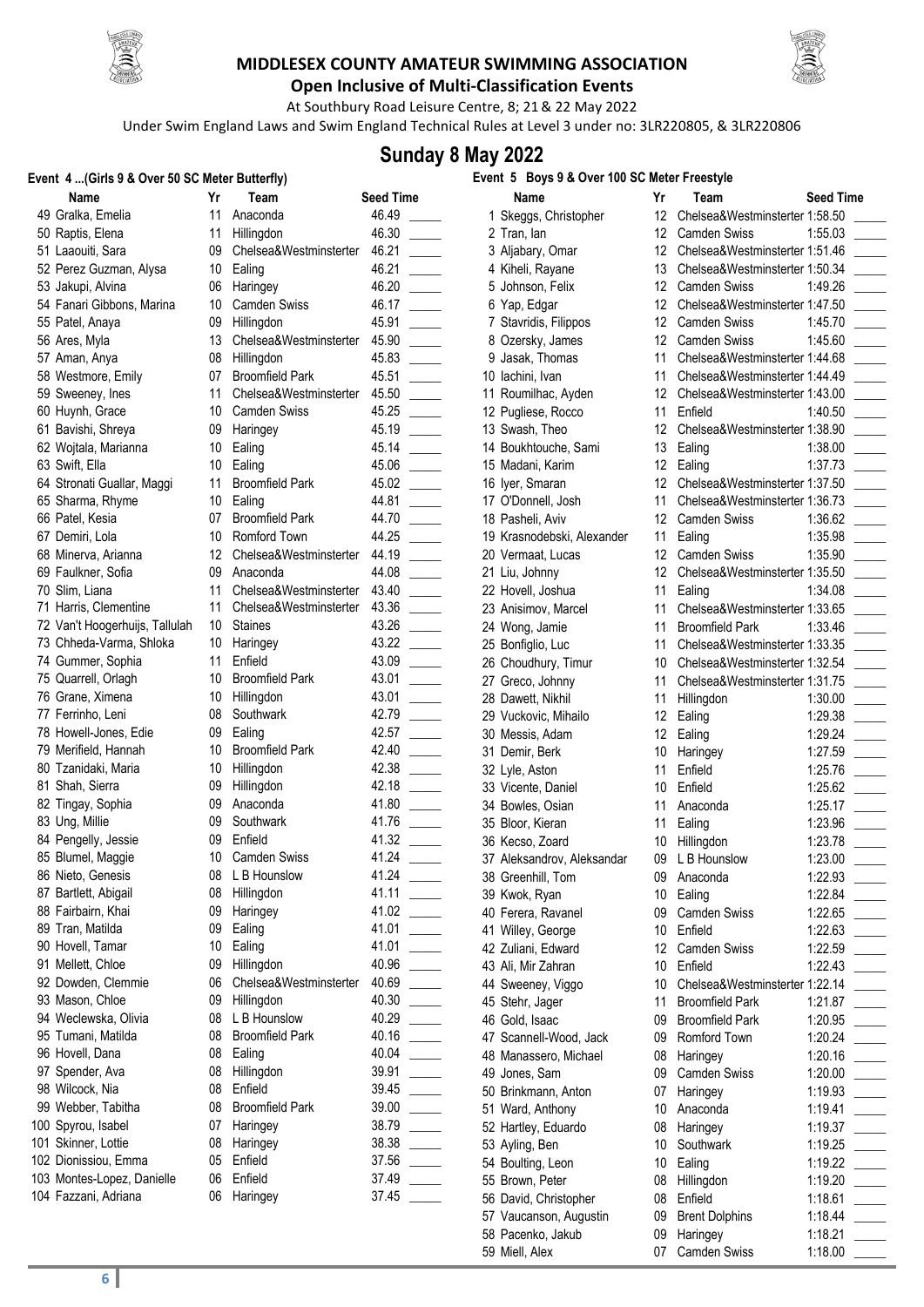# MIDDLESEX COUNTY AMATEUR SWIMMING ASSOCIATION

**Open Inclusive of Multi-Classification Events**

At Southbury Road Leisure Centre, 8; 21 & 22 May 2022

Under Swim England Laws and Swim England Technical Rules at Level 3 under no: 3LR220805, & 3LR220806

## Sunday 8 May 2022

### Event 4 ...(Girls 9 & Over 50 SC Meter Butterfly)

| | Name | Yr | Team | Seed Time |
|---|---|---|---|---|
| 49 | Gralka, Emelia | 11 | Anaconda | 46.49 |
| 50 | Raptis, Elena | 11 | Hillingdon | 46.30 |
| 51 | Laaouiti, Sara | 09 | Chelsea&Westminsterter | 46.21 |
| 52 | Perez Guzman, Alysa | 10 | Ealing | 46.21 |
| 53 | Jakupi, Alvina | 06 | Haringey | 46.20 |
| 54 | Fanari Gibbons, Marina | 10 | Camden Swiss | 46.17 |
| 55 | Patel, Anaya | 09 | Hillingdon | 45.91 |
| 56 | Ares, Myla | 13 | Chelsea&Westminsterter | 45.90 |
| 57 | Aman, Anya | 08 | Hillingdon | 45.83 |
| 58 | Westmore, Emily | 07 | Broomfield Park | 45.51 |
| 59 | Sweeney, Ines | 11 | Chelsea&Westminsterter | 45.50 |
| 60 | Huynh, Grace | 10 | Camden Swiss | 45.25 |
| 61 | Bavishi, Shreya | 09 | Haringey | 45.19 |
| 62 | Wojtala, Marianna | 10 | Ealing | 45.14 |
| 63 | Swift, Ella | 10 | Ealing | 45.06 |
| 64 | Stronati Guallar, Maggi | 11 | Broomfield Park | 45.02 |
| 65 | Sharma, Rhyme | 10 | Ealing | 44.81 |
| 66 | Patel, Kesia | 07 | Broomfield Park | 44.70 |
| 67 | Demiri, Lola | 10 | Romford Town | 44.25 |
| 68 | Minerva, Arianna | 12 | Chelsea&Westminsterter | 44.19 |
| 69 | Faulkner, Sofia | 09 | Anaconda | 44.08 |
| 70 | Slim, Liana | 11 | Chelsea&Westminsterter | 43.40 |
| 71 | Harris, Clementine | 11 | Chelsea&Westminsterter | 43.36 |
| 72 | Van't Hoogerhuijs, Tallulah | 10 | Staines | 43.26 |
| 73 | Chheda-Varma, Shloka | 10 | Haringey | 43.22 |
| 74 | Gummer, Sophia | 11 | Enfield | 43.09 |
| 75 | Quarrell, Orlagh | 10 | Broomfield Park | 43.01 |
| 76 | Grane, Ximena | 10 | Hillingdon | 43.01 |
| 77 | Ferrinho, Leni | 08 | Southwark | 42.79 |
| 78 | Howell-Jones, Edie | 09 | Ealing | 42.57 |
| 79 | Merifield, Hannah | 10 | Broomfield Park | 42.40 |
| 80 | Tzanidaki, Maria | 10 | Hillingdon | 42.38 |
| 81 | Shah, Sierra | 09 | Hillingdon | 42.18 |
| 82 | Tingay, Sophia | 09 | Anaconda | 41.80 |
| 83 | Ung, Millie | 09 | Southwark | 41.76 |
| 84 | Pengelly, Jessie | 09 | Enfield | 41.32 |
| 85 | Blumel, Maggie | 10 | Camden Swiss | 41.24 |
| 86 | Nieto, Genesis | 08 | L B Hounslow | 41.24 |
| 87 | Bartlett, Abigail | 08 | Hillingdon | 41.11 |
| 88 | Fairbairn, Khai | 09 | Haringey | 41.02 |
| 89 | Tran, Matilda | 09 | Ealing | 41.01 |
| 90 | Hovell, Tamar | 10 | Ealing | 41.01 |
| 91 | Mellett, Chloe | 09 | Hillingdon | 40.96 |
| 92 | Dowden, Clemmie | 06 | Chelsea&Westminsterter | 40.69 |
| 93 | Mason, Chloe | 09 | Hillingdon | 40.30 |
| 94 | Weclewska, Olivia | 08 | L B Hounslow | 40.29 |
| 95 | Tumani, Matilda | 08 | Broomfield Park | 40.16 |
| 96 | Hovell, Dana | 08 | Ealing | 40.04 |
| 97 | Spender, Ava | 08 | Hillingdon | 39.91 |
| 98 | Wilcock, Nia | 08 | Enfield | 39.45 |
| 99 | Webber, Tabitha | 08 | Broomfield Park | 39.00 |
| 100 | Spyrou, Isabel | 07 | Haringey | 38.79 |
| 101 | Skinner, Lottie | 08 | Haringey | 38.38 |
| 102 | Dionissiou, Emma | 05 | Enfield | 37.56 |
| 103 | Montes-Lopez, Danielle | 06 | Enfield | 37.49 |
| 104 | Fazzani, Adriana | 06 | Haringey | 37.45 |

### Event 5 Boys 9 & Over 100 SC Meter Freestyle

| | Name | Yr | Team | Seed Time |
|---|---|---|---|---|
| 1 | Skeggs, Christopher | 12 | Chelsea&Westminsterter | 1:58.50 |
| 2 | Tran, Ian | 12 | Camden Swiss | 1:55.03 |
| 3 | Aljabary, Omar | 12 | Chelsea&Westminsterter | 1:51.46 |
| 4 | Kiheli, Rayane | 13 | Chelsea&Westminsterter | 1:50.34 |
| 5 | Johnson, Felix | 12 | Camden Swiss | 1:49.26 |
| 6 | Yap, Edgar | 12 | Chelsea&Westminsterter | 1:47.50 |
| 7 | Stavridis, Filippos | 12 | Camden Swiss | 1:45.70 |
| 8 | Ozersky, James | 12 | Camden Swiss | 1:45.60 |
| 9 | Jasak, Thomas | 11 | Chelsea&Westminsterter | 1:44.68 |
| 10 | Iachini, Ivan | 11 | Chelsea&Westminsterter | 1:44.49 |
| 11 | Roumilhac, Ayden | 12 | Chelsea&Westminsterter | 1:43.00 |
| 12 | Pugliese, Rocco | 11 | Enfield | 1:40.50 |
| 13 | Swash, Theo | 12 | Chelsea&Westminsterter | 1:38.90 |
| 14 | Boukhtouche, Sami | 13 | Ealing | 1:38.00 |
| 15 | Madani, Karim | 12 | Ealing | 1:37.73 |
| 16 | Iyer, Smaran | 12 | Chelsea&Westminsterter | 1:37.50 |
| 17 | O'Donnell, Josh | 11 | Chelsea&Westminsterter | 1:36.73 |
| 18 | Pasheli, Aviv | 12 | Camden Swiss | 1:36.62 |
| 19 | Krasnodebski, Alexander | 11 | Ealing | 1:35.98 |
| 20 | Vermaat, Lucas | 12 | Camden Swiss | 1:35.90 |
| 21 | Liu, Johnny | 12 | Chelsea&Westminsterter | 1:35.50 |
| 22 | Hovell, Joshua | 11 | Ealing | 1:34.08 |
| 23 | Anisimov, Marcel | 11 | Chelsea&Westminsterter | 1:33.65 |
| 24 | Wong, Jamie | 11 | Broomfield Park | 1:33.46 |
| 25 | Bonfiglio, Luc | 11 | Chelsea&Westminsterter | 1:33.35 |
| 26 | Choudhury, Timur | 10 | Chelsea&Westminsterter | 1:32.54 |
| 27 | Greco, Johnny | 11 | Chelsea&Westminsterter | 1:31.75 |
| 28 | Dawett, Nikhil | 11 | Hillingdon | 1:30.00 |
| 29 | Vuckovic, Mihailo | 12 | Ealing | 1:29.38 |
| 30 | Messis, Adam | 12 | Ealing | 1:29.24 |
| 31 | Demir, Berk | 10 | Haringey | 1:27.59 |
| 32 | Lyle, Aston | 11 | Enfield | 1:25.76 |
| 33 | Vicente, Daniel | 10 | Enfield | 1:25.62 |
| 34 | Bowles, Osian | 11 | Anaconda | 1:25.17 |
| 35 | Bloor, Kieran | 11 | Ealing | 1:23.96 |
| 36 | Kecso, Zoard | 10 | Hillingdon | 1:23.78 |
| 37 | Aleksandrov, Aleksandar | 09 | L B Hounslow | 1:23.00 |
| 38 | Greenhill, Tom | 09 | Anaconda | 1:22.93 |
| 39 | Kwok, Ryan | 10 | Ealing | 1:22.84 |
| 40 | Ferera, Ravanel | 09 | Camden Swiss | 1:22.65 |
| 41 | Willey, George | 10 | Enfield | 1:22.63 |
| 42 | Zuliani, Edward | 12 | Camden Swiss | 1:22.59 |
| 43 | Ali, Mir Zahran | 10 | Enfield | 1:22.43 |
| 44 | Sweeney, Viggo | 10 | Chelsea&Westminsterter | 1:22.14 |
| 45 | Stehr, Jager | 11 | Broomfield Park | 1:21.87 |
| 46 | Gold, Isaac | 09 | Broomfield Park | 1:20.95 |
| 47 | Scannell-Wood, Jack | 09 | Romford Town | 1:20.24 |
| 48 | Manassero, Michael | 08 | Haringey | 1:20.16 |
| 49 | Jones, Sam | 09 | Camden Swiss | 1:20.00 |
| 50 | Brinkmann, Anton | 07 | Haringey | 1:19.93 |
| 51 | Ward, Anthony | 10 | Anaconda | 1:19.41 |
| 52 | Hartley, Eduardo | 08 | Haringey | 1:19.37 |
| 53 | Ayling, Ben | 10 | Southwark | 1:19.25 |
| 54 | Boulting, Leon | 10 | Ealing | 1:19.22 |
| 55 | Brown, Peter | 08 | Hillingdon | 1:19.20 |
| 56 | David, Christopher | 08 | Enfield | 1:18.61 |
| 57 | Vaucanson, Augustin | 09 | Brent Dolphins | 1:18.44 |
| 58 | Pacenko, Jakub | 09 | Haringey | 1:18.21 |
| 59 | Miell, Alex | 07 | Camden Swiss | 1:18.00 |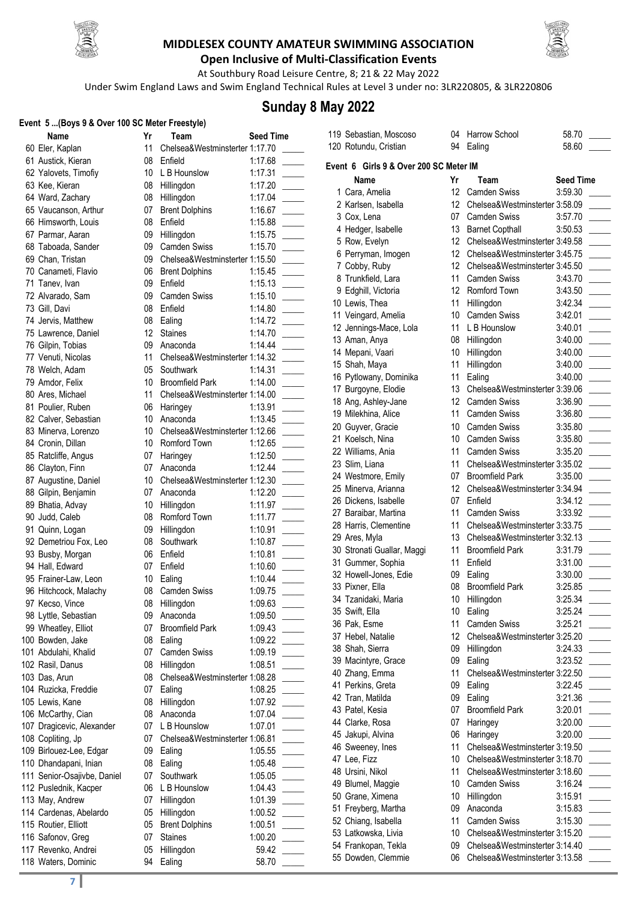# MIDDLESEX COUNTY AMATEUR SWIMMING ASSOCIATION

**Open Inclusive of Multi-Classification Events**

At Southbury Road Leisure Centre, 8; 21 & 22 May 2022

Under Swim England Laws and Swim England Technical Rules at Level 3 under no: 3LR220805, & 3LR220806

## Sunday 8 May 2022

### Event 5 ...(Boys 9 & Over 100 SC Meter Freestyle)

| | Name | Yr | Team | Seed Time | |
|---|---|---|---|---|---|
| 60 | Eler, Kaplan | 11 | Chelsea&Westminster | 1:17.70 | _____ |
| 61 | Austick, Kieran | 08 | Enfield | 1:17.68 | _____ |
| 62 | Yalovets, Timofiy | 10 | L B Hounslow | 1:17.31 | _____ |
| 63 | Kee, Kieran | 08 | Hillingdon | 1:17.20 | _____ |
| 64 | Ward, Zachary | 08 | Hillingdon | 1:17.04 | _____ |
| 65 | Vaucanson, Arthur | 07 | Brent Dolphins | 1:16.67 | _____ |
| 66 | Himsworth, Louis | 08 | Enfield | 1:15.88 | _____ |
| 67 | Parmar, Aaran | 09 | Hillingdon | 1:15.75 | _____ |
| 68 | Taboada, Sander | 09 | Camden Swiss | 1:15.70 | _____ |
| 69 | Chan, Tristan | 09 | Chelsea&Westminster | 1:15.50 | _____ |
| 70 | Canameti, Flavio | 06 | Brent Dolphins | 1:15.45 | _____ |
| 71 | Tanev, Ivan | 09 | Enfield | 1:15.13 | _____ |
| 72 | Alvarado, Sam | 09 | Camden Swiss | 1:15.10 | _____ |
| 73 | Gill, Davi | 08 | Enfield | 1:14.80 | _____ |
| 74 | Jervis, Matthew | 08 | Ealing | 1:14.72 | _____ |
| 75 | Lawrence, Daniel | 12 | Staines | 1:14.70 | _____ |
| 76 | Gilpin, Tobias | 09 | Anaconda | 1:14.44 | _____ |
| 77 | Venuti, Nicolas | 11 | Chelsea&Westminster | 1:14.32 | _____ |
| 78 | Welch, Adam | 05 | Southwark | 1:14.31 | _____ |
| 79 | Amdor, Felix | 10 | Broomfield Park | 1:14.00 | _____ |
| 80 | Ares, Michael | 11 | Chelsea&Westminster | 1:14.00 | _____ |
| 81 | Poulier, Ruben | 06 | Haringey | 1:13.91 | _____ |
| 82 | Calver, Sebastian | 10 | Anaconda | 1:13.45 | _____ |
| 83 | Minerva, Lorenzo | 10 | Chelsea&Westminster | 1:12.66 | _____ |
| 84 | Cronin, Dillan | 10 | Romford Town | 1:12.65 | _____ |
| 85 | Ratcliffe, Angus | 07 | Haringey | 1:12.50 | _____ |
| 86 | Clayton, Finn | 07 | Anaconda | 1:12.44 | _____ |
| 87 | Augustine, Daniel | 10 | Chelsea&Westminster | 1:12.30 | _____ |
| 88 | Gilpin, Benjamin | 07 | Anaconda | 1:12.20 | _____ |
| 89 | Bhatia, Advay | 10 | Hillingdon | 1:11.97 | _____ |
| 90 | Judd, Caleb | 08 | Romford Town | 1:11.77 | _____ |
| 91 | Quinn, Logan | 09 | Hillingdon | 1:10.91 | _____ |
| 92 | Demetriou Fox, Leo | 08 | Southwark | 1:10.87 | _____ |
| 93 | Busby, Morgan | 06 | Enfield | 1:10.81 | _____ |
| 94 | Hall, Edward | 07 | Enfield | 1:10.60 | _____ |
| 95 | Frainer-Law, Leon | 10 | Ealing | 1:10.44 | _____ |
| 96 | Hitchcock, Malachy | 08 | Camden Swiss | 1:09.75 | _____ |
| 97 | Kecso, Vince | 08 | Hillingdon | 1:09.63 | _____ |
| 98 | Lyttle, Sebastian | 09 | Anaconda | 1:09.50 | _____ |
| 99 | Wheatley, Elliot | 07 | Broomfield Park | 1:09.43 | _____ |
| 100 | Bowden, Jake | 08 | Ealing | 1:09.22 | _____ |
| 101 | Abdulahi, Khalid | 07 | Camden Swiss | 1:09.19 | _____ |
| 102 | Rasil, Danus | 08 | Hillingdon | 1:08.51 | _____ |
| 103 | Das, Arun | 08 | Chelsea&Westminster | 1:08.28 | _____ |
| 104 | Ruzicka, Freddie | 07 | Ealing | 1:08.25 | _____ |
| 105 | Lewis, Kane | 08 | Hillingdon | 1:07.92 | _____ |
| 106 | McCarthy, Cian | 08 | Anaconda | 1:07.04 | _____ |
| 107 | Dragicevic, Alexander | 07 | L B Hounslow | 1:07.01 | _____ |
| 108 | Copliting, Jp | 07 | Chelsea&Westminster | 1:06.81 | _____ |
| 109 | Birlouez-Lee, Edgar | 09 | Ealing | 1:05.55 | _____ |
| 110 | Dhandapani, Inian | 08 | Ealing | 1:05.48 | _____ |
| 111 | Senior-Osajivbe, Daniel | 07 | Southwark | 1:05.05 | _____ |
| 112 | Puslednik, Kacper | 06 | L B Hounslow | 1:04.43 | _____ |
| 113 | May, Andrew | 07 | Hillingdon | 1:01.39 | _____ |
| 114 | Cardenas, Abelardo | 05 | Hillingdon | 1:00.52 | _____ |
| 115 | Routier, Elliott | 05 | Brent Dolphins | 1:00.51 | _____ |
| 116 | Safonov, Greg | 07 | Staines | 1:00.20 | _____ |
| 117 | Revenko, Andrei | 05 | Hillingdon | 59.42 | _____ |
| 118 | Waters, Dominic | 94 | Ealing | 58.70 | _____ |
| 119 | Sebastian, Moscoso | 04 | Harrow School | 58.70 | _____ |
| 120 | Rotundu, Cristian | 94 | Ealing | 58.60 | _____ |

### Event 6 Girls 9 & Over 200 SC Meter IM

| | Name | Yr | Team | Seed Time | |
|---|---|---|---|---|---|
| 1 | Cara, Amelia | 12 | Camden Swiss | 3:59.30 | _____ |
| 2 | Karlsen, Isabella | 12 | Chelsea&Westminster | 3:58.09 | _____ |
| 3 | Cox, Lena | 07 | Camden Swiss | 3:57.70 | _____ |
| 4 | Hedger, Isabelle | 13 | Barnet Copthall | 3:50.53 | _____ |
| 5 | Row, Evelyn | 12 | Chelsea&Westminster | 3:49.58 | _____ |
| 6 | Perryman, Imogen | 12 | Chelsea&Westminster | 3:45.75 | _____ |
| 7 | Cobby, Ruby | 12 | Chelsea&Westminster | 3:45.50 | _____ |
| 8 | Trunkfield, Lara | 11 | Camden Swiss | 3:43.70 | _____ |
| 9 | Edghill, Victoria | 12 | Romford Town | 3:43.50 | _____ |
| 10 | Lewis, Thea | 11 | Hillingdon | 3:42.34 | _____ |
| 11 | Veingard, Amelia | 10 | Camden Swiss | 3:42.01 | _____ |
| 12 | Jennings-Mace, Lola | 11 | L B Hounslow | 3:40.01 | _____ |
| 13 | Aman, Anya | 08 | Hillingdon | 3:40.00 | _____ |
| 14 | Mepani, Vaari | 10 | Hillingdon | 3:40.00 | _____ |
| 15 | Shah, Maya | 11 | Hillingdon | 3:40.00 | _____ |
| 16 | Pytlowany, Dominika | 11 | Ealing | 3:40.00 | _____ |
| 17 | Burgoyne, Elodie | 13 | Chelsea&Westminster | 3:39.06 | _____ |
| 18 | Ang, Ashley-Jane | 12 | Camden Swiss | 3:36.90 | _____ |
| 19 | Milekhina, Alice | 11 | Camden Swiss | 3:36.80 | _____ |
| 20 | Guyver, Gracie | 10 | Camden Swiss | 3:35.80 | _____ |
| 21 | Koelsch, Nina | 10 | Camden Swiss | 3:35.80 | _____ |
| 22 | Williams, Ania | 11 | Camden Swiss | 3:35.20 | _____ |
| 23 | Slim, Liana | 11 | Chelsea&Westminster | 3:35.02 | _____ |
| 24 | Westmore, Emily | 07 | Broomfield Park | 3:35.00 | _____ |
| 25 | Minerva, Arianna | 12 | Chelsea&Westminster | 3:34.94 | _____ |
| 26 | Dickens, Isabelle | 07 | Enfield | 3:34.12 | _____ |
| 27 | Baraibar, Martina | 11 | Camden Swiss | 3:33.92 | _____ |
| 28 | Harris, Clementine | 11 | Chelsea&Westminster | 3:33.75 | _____ |
| 29 | Ares, Myla | 13 | Chelsea&Westminster | 3:32.13 | _____ |
| 30 | Stronati Guallar, Maggi | 11 | Broomfield Park | 3:31.79 | _____ |
| 31 | Gummer, Sophia | 11 | Enfield | 3:31.00 | _____ |
| 32 | Howell-Jones, Edie | 09 | Ealing | 3:30.00 | _____ |
| 33 | Pixner, Ella | 08 | Broomfield Park | 3:25.85 | _____ |
| 34 | Tzanidaki, Maria | 10 | Hillingdon | 3:25.34 | _____ |
| 35 | Swift, Ella | 10 | Ealing | 3:25.24 | _____ |
| 36 | Pak, Esme | 11 | Camden Swiss | 3:25.21 | _____ |
| 37 | Hebel, Natalie | 12 | Chelsea&Westminster | 3:25.20 | _____ |
| 38 | Shah, Sierra | 09 | Hillingdon | 3:24.33 | _____ |
| 39 | Macintyre, Grace | 09 | Ealing | 3:23.52 | _____ |
| 40 | Zhang, Emma | 11 | Chelsea&Westminster | 3:22.50 | _____ |
| 41 | Perkins, Greta | 09 | Ealing | 3:22.45 | _____ |
| 42 | Tran, Matilda | 09 | Ealing | 3:21.36 | _____ |
| 43 | Patel, Kesia | 07 | Broomfield Park | 3:20.01 | _____ |
| 44 | Clarke, Rosa | 07 | Haringey | 3:20.00 | _____ |
| 45 | Jakupi, Alvina | 06 | Haringey | 3:20.00 | _____ |
| 46 | Sweeney, Ines | 11 | Chelsea&Westminster | 3:19.50 | _____ |
| 47 | Lee, Fizz | 10 | Chelsea&Westminster | 3:18.70 | _____ |
| 48 | Ursini, Nikol | 11 | Chelsea&Westminster | 3:18.60 | _____ |
| 49 | Blumel, Maggie | 10 | Camden Swiss | 3:16.24 | _____ |
| 50 | Grane, Ximena | 10 | Hillingdon | 3:15.91 | _____ |
| 51 | Freyberg, Martha | 09 | Anaconda | 3:15.83 | _____ |
| 52 | Chiang, Isabella | 11 | Camden Swiss | 3:15.30 | _____ |
| 53 | Latkowska, Livia | 10 | Chelsea&Westminster | 3:15.20 | _____ |
| 54 | Frankopan, Tekla | 09 | Chelsea&Westminster | 3:14.40 | _____ |
| 55 | Dowden, Clemmie | 06 | Chelsea&Westminster | 3:13.58 | _____ |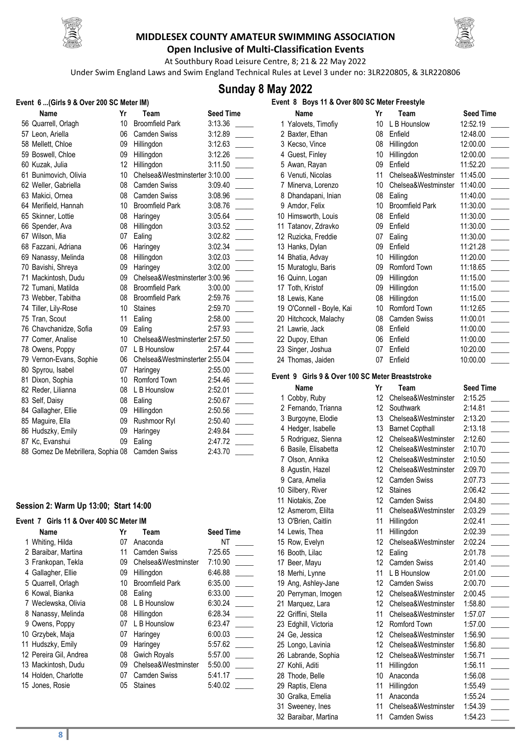# MIDDLESEX COUNTY AMATEUR SWIMMING ASSOCIATION

**Open Inclusive of Multi-Classification Events**

At Southbury Road Leisure Centre, 8; 21 & 22 May 2022

Under Swim England Laws and Swim England Technical Rules at Level 3 under no: 3LR220805, & 3LR220806

## Sunday 8 May 2022

### Event 6 ...(Girls 9 & Over 200 SC Meter IM)

| Name | Yr | Team | Seed Time |
|---|---|---|---|
| 56 Quarrell, Orlagh | 10 | Broomfield Park | 3:13.36 |
| 57 Leon, Ariella | 06 | Camden Swiss | 3:12.89 |
| 58 Mellett, Chloe | 09 | Hillingdon | 3:12.63 |
| 59 Boswell, Chloe | 09 | Hillingdon | 3:12.26 |
| 60 Kuzak, Julia | 12 | Hillingdon | 3:11.50 |
| 61 Bunimovich, Olivia | 10 | Chelsea&Westminsterter | 3:10.00 |
| 62 Weller, Gabriella | 08 | Camden Swiss | 3:09.40 |
| 63 Makici, Ornea | 08 | Camden Swiss | 3:08.96 |
| 64 Merifield, Hannah | 10 | Broomfield Park | 3:08.76 |
| 65 Skinner, Lottie | 08 | Haringey | 3:05.64 |
| 66 Spender, Ava | 08 | Hillingdon | 3:03.52 |
| 67 Wilson, Mia | 07 | Ealing | 3:02.82 |
| 68 Fazzani, Adriana | 06 | Haringey | 3:02.34 |
| 69 Nanassy, Melinda | 08 | Hillingdon | 3:02.03 |
| 70 Bavishi, Shreya | 09 | Haringey | 3:02.00 |
| 71 Mackintosh, Dudu | 09 | Chelsea&Westminsterter | 3:00.96 |
| 72 Tumani, Matilda | 08 | Broomfield Park | 3:00.00 |
| 73 Webber, Tabitha | 08 | Broomfield Park | 2:59.76 |
| 74 Tiller, Lily-Rose | 10 | Staines | 2:59.70 |
| 75 Tran, Scout | 11 | Ealing | 2:58.00 |
| 76 Chavchanidze, Sofia | 09 | Ealing | 2:57.93 |
| 77 Comer, Analise | 10 | Chelsea&Westminsterter | 2:57.50 |
| 78 Owens, Poppy | 07 | L B Hounslow | 2:57.44 |
| 79 Vernon-Evans, Sophie | 06 | Chelsea&Westminsterter | 2:55.04 |
| 80 Spyrou, Isabel | 07 | Haringey | 2:55.00 |
| 81 Dixon, Sophia | 10 | Romford Town | 2:54.46 |
| 82 Reder, Lilianna | 08 | L B Hounslow | 2:52.01 |
| 83 Self, Daisy | 08 | Ealing | 2:50.67 |
| 84 Gallagher, Ellie | 09 | Hillingdon | 2:50.56 |
| 85 Maguire, Ella | 09 | Rushmoor Ryl | 2:50.40 |
| 86 Hudszky, Emily | 09 | Haringey | 2:49.84 |
| 87 Kc, Evanshui | 09 | Ealing | 2:47.72 |
| 88 Gomez De Mebrillera, Sophia | 08 | Camden Swiss | 2:43.70 |

### Session 2: Warm Up 13:00; Start 14:00

### Event 7 Girls 11 & Over 400 SC Meter IM

| Name | Yr | Team | Seed Time |
|---|---|---|---|
| 1 Whiting, Hilda | 07 | Anaconda | NT |
| 2 Baraibar, Martina | 11 | Camden Swiss | 7:25.65 |
| 3 Frankopan, Tekla | 09 | Chelsea&Westminster | 7:10.90 |
| 4 Gallagher, Ellie | 09 | Hillingdon | 6:46.88 |
| 5 Quarrell, Orlagh | 10 | Broomfield Park | 6:35.00 |
| 6 Kowal, Bianka | 08 | Ealing | 6:33.00 |
| 7 Weclewska, Olivia | 08 | L B Hounslow | 6:30.24 |
| 8 Nanassy, Melinda | 08 | Hillingdon | 6:28.34 |
| 9 Owens, Poppy | 07 | L B Hounslow | 6:23.47 |
| 10 Grzybek, Maja | 07 | Haringey | 6:00.03 |
| 11 Hudszky, Emily | 09 | Haringey | 5:57.62 |
| 12 Pereira Gil, Andrea | 08 | Gwich Royals | 5:57.00 |
| 13 Mackintosh, Dudu | 09 | Chelsea&Westminster | 5:50.00 |
| 14 Holden, Charlotte | 07 | Camden Swiss | 5:41.17 |
| 15 Jones, Rosie | 05 | Staines | 5:40.02 |

### Event 8 Boys 11 & Over 800 SC Meter Freestyle

| Name | Yr | Team | Seed Time |
|---|---|---|---|
| 1 Yalovets, Timofiy | 10 | L B Hounslow | 12:52.19 |
| 2 Baxter, Ethan | 08 | Enfield | 12:48.00 |
| 3 Kecso, Vince | 08 | Hillingdon | 12:00.00 |
| 4 Guest, Finley | 10 | Hillingdon | 12:00.00 |
| 5 Awan, Rayan | 09 | Enfield | 11:52.20 |
| 6 Venuti, Nicolas | 11 | Chelsea&Westminster | 11:45.00 |
| 7 Minerva, Lorenzo | 10 | Chelsea&Westminster | 11:40.00 |
| 8 Dhandapani, Inian | 08 | Ealing | 11:40.00 |
| 9 Amdor, Felix | 10 | Broomfield Park | 11:30.00 |
| 10 Himsworth, Louis | 08 | Enfield | 11:30.00 |
| 11 Tatanov, Zdravko | 09 | Enfield | 11:30.00 |
| 12 Ruzicka, Freddie | 07 | Ealing | 11:30.00 |
| 13 Hanks, Dylan | 09 | Enfield | 11:21.28 |
| 14 Bhatia, Advay | 10 | Hillingdon | 11:20.00 |
| 15 Muratoglu, Baris | 09 | Romford Town | 11:18.65 |
| 16 Quinn, Logan | 09 | Hillingdon | 11:15.00 |
| 17 Toth, Kristof | 09 | Hillingdon | 11:15.00 |
| 18 Lewis, Kane | 08 | Hillingdon | 11:15.00 |
| 19 O'Connell - Boyle, Kai | 10 | Romford Town | 11:12.65 |
| 20 Hitchcock, Malachy | 08 | Camden Swiss | 11:00.01 |
| 21 Lawrie, Jack | 08 | Enfield | 11:00.00 |
| 22 Dupoy, Ethan | 06 | Enfield | 11:00.00 |
| 23 Singer, Joshua | 07 | Enfield | 10:20.00 |
| 24 Thomas, Jaiden | 07 | Enfield | 10:00.00 |

### Event 9 Girls 9 & Over 100 SC Meter Breaststroke

| Name | Yr | Team | Seed Time |
|---|---|---|---|
| 1 Cobby, Ruby | 12 | Chelsea&Westminster | 2:15.25 |
| 2 Fernando, Trianna | 12 | Southwark | 2:14.81 |
| 3 Burgoyne, Elodie | 13 | Chelsea&Westminster | 2:13.20 |
| 4 Hedger, Isabelle | 13 | Barnet Copthall | 2:13.18 |
| 5 Rodriguez, Sienna | 12 | Chelsea&Westminster | 2:12.60 |
| 6 Basile, Elisabetta | 12 | Chelsea&Westminster | 2:10.70 |
| 7 Olson, Annika | 12 | Chelsea&Westminster | 2:10.50 |
| 8 Agustin, Hazel | 12 | Chelsea&Westminster | 2:09.70 |
| 9 Cara, Amelia | 12 | Camden Swiss | 2:07.73 |
| 10 Silbery, River | 12 | Staines | 2:06.42 |
| 11 Niotakis, Zoe | 12 | Camden Swiss | 2:04.80 |
| 12 Asmerom, Elilta | 11 | Chelsea&Westminster | 2:03.29 |
| 13 O'Brien, Caitlin | 11 | Hillingdon | 2:02.41 |
| 14 Lewis, Thea | 11 | Hillingdon | 2:02.39 |
| 15 Row, Evelyn | 12 | Chelsea&Westminster | 2:02.24 |
| 16 Booth, Lilac | 12 | Ealing | 2:01.78 |
| 17 Beer, Mayu | 12 | Camden Swiss | 2:01.40 |
| 18 Merhi, Lynne | 11 | L B Hounslow | 2:01.00 |
| 19 Ang, Ashley-Jane | 12 | Camden Swiss | 2:00.70 |
| 20 Perryman, Imogen | 12 | Chelsea&Westminster | 2:00.45 |
| 21 Marquez, Lara | 12 | Chelsea&Westminster | 1:58.80 |
| 22 Griffini, Stella | 11 | Chelsea&Westminster | 1:57.07 |
| 23 Edghill, Victoria | 12 | Romford Town | 1:57.00 |
| 24 Ge, Jessica | 12 | Chelsea&Westminster | 1:56.90 |
| 25 Longo, Lavinia | 12 | Chelsea&Westminster | 1:56.80 |
| 26 Labrande, Sophia | 12 | Chelsea&Westminster | 1:56.71 |
| 27 Kohli, Aditi | 11 | Hillingdon | 1:56.11 |
| 28 Thode, Belle | 10 | Anaconda | 1:56.08 |
| 29 Raptis, Elena | 11 | Hillingdon | 1:55.49 |
| 30 Gralka, Emelia | 11 | Anaconda | 1:55.24 |
| 31 Sweeney, Ines | 11 | Chelsea&Westminster | 1:54.39 |
| 32 Baraibar, Martina | 11 | Camden Swiss | 1:54.23 |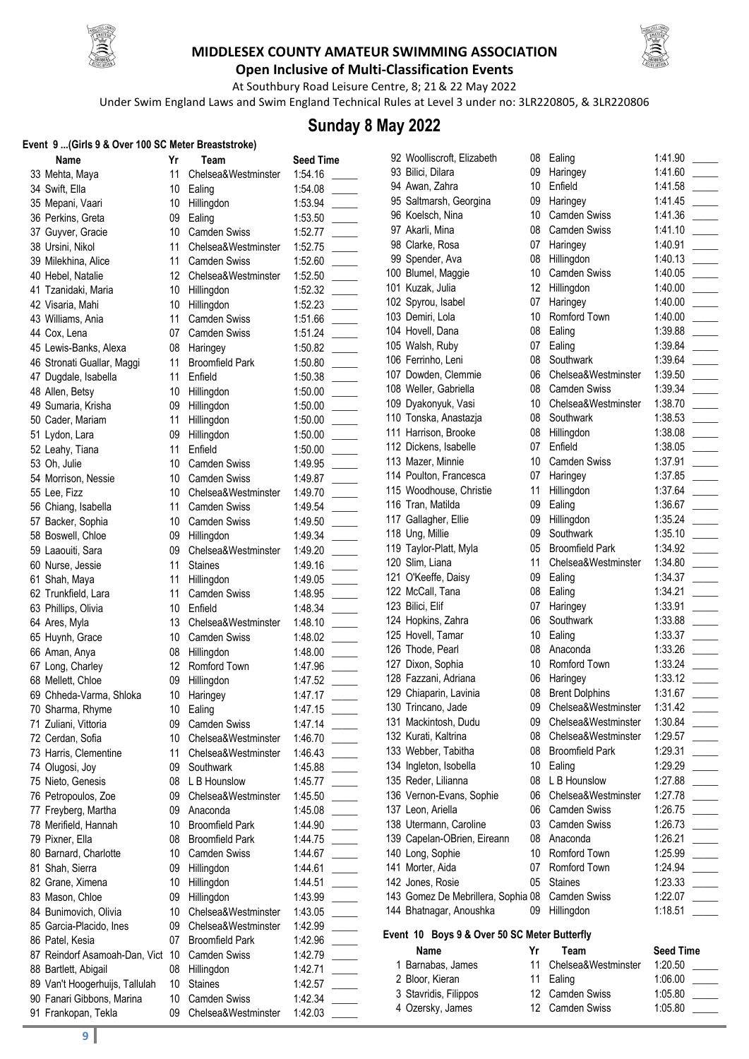# MIDDLESEX COUNTY AMATEUR SWIMMING ASSOCIATION

**Open Inclusive of Multi-Classification Events**

At Southbury Road Leisure Centre, 8; 21 & 22 May 2022

Under Swim England Laws and Swim England Technical Rules at Level 3 under no: 3LR220805, & 3LR220806

## Sunday 8 May 2022

### Event 9 ...(Girls 9 & Over 100 SC Meter Breaststroke)

| Name | Yr | Team | Seed Time |
|---|---|---|---|
| 33 Mehta, Maya | 11 | Chelsea&Westminster | 1:54.16 |
| 34 Swift, Ella | 10 | Ealing | 1:54.08 |
| 35 Mepani, Vaari | 10 | Hillingdon | 1:53.94 |
| 36 Perkins, Greta | 09 | Ealing | 1:53.50 |
| 37 Guyver, Gracie | 10 | Camden Swiss | 1:52.77 |
| 38 Ursini, Nikol | 11 | Chelsea&Westminster | 1:52.75 |
| 39 Milekhina, Alice | 11 | Camden Swiss | 1:52.60 |
| 40 Hebel, Natalie | 12 | Chelsea&Westminster | 1:52.50 |
| 41 Tzanidaki, Maria | 10 | Hillingdon | 1:52.32 |
| 42 Visaria, Mahi | 10 | Hillingdon | 1:52.23 |
| 43 Williams, Ania | 11 | Camden Swiss | 1:51.66 |
| 44 Cox, Lena | 07 | Camden Swiss | 1:51.24 |
| 45 Lewis-Banks, Alexa | 08 | Haringey | 1:50.82 |
| 46 Stronati Guallar, Maggi | 11 | Broomfield Park | 1:50.80 |
| 47 Dugdale, Isabella | 11 | Enfield | 1:50.38 |
| 48 Allen, Betsy | 10 | Hillingdon | 1:50.00 |
| 49 Sumaria, Krisha | 09 | Hillingdon | 1:50.00 |
| 50 Cader, Mariam | 11 | Hillingdon | 1:50.00 |
| 51 Lydon, Lara | 09 | Hillingdon | 1:50.00 |
| 52 Leahy, Tiana | 11 | Enfield | 1:50.00 |
| 53 Oh, Julie | 10 | Camden Swiss | 1:49.95 |
| 54 Morrison, Nessie | 10 | Camden Swiss | 1:49.87 |
| 55 Lee, Fizz | 10 | Chelsea&Westminster | 1:49.70 |
| 56 Chiang, Isabella | 11 | Camden Swiss | 1:49.54 |
| 57 Backer, Sophia | 10 | Camden Swiss | 1:49.50 |
| 58 Boswell, Chloe | 09 | Hillingdon | 1:49.34 |
| 59 Laaouiti, Sara | 09 | Chelsea&Westminster | 1:49.20 |
| 60 Nurse, Jessie | 11 | Staines | 1:49.16 |
| 61 Shah, Maya | 11 | Hillingdon | 1:49.05 |
| 62 Trunkfield, Lara | 11 | Camden Swiss | 1:48.95 |
| 63 Phillips, Olivia | 10 | Enfield | 1:48.34 |
| 64 Ares, Myla | 13 | Chelsea&Westminster | 1:48.10 |
| 65 Huynh, Grace | 10 | Camden Swiss | 1:48.02 |
| 66 Aman, Anya | 08 | Hillingdon | 1:48.00 |
| 67 Long, Charley | 12 | Romford Town | 1:47.96 |
| 68 Mellett, Chloe | 09 | Hillingdon | 1:47.52 |
| 69 Chheda-Varma, Shloka | 10 | Haringey | 1:47.17 |
| 70 Sharma, Rhyme | 10 | Ealing | 1:47.15 |
| 71 Zuliani, Vittoria | 09 | Camden Swiss | 1:47.14 |
| 72 Cerdan, Sofia | 10 | Chelsea&Westminster | 1:46.70 |
| 73 Harris, Clementine | 11 | Chelsea&Westminster | 1:46.43 |
| 74 Olugosi, Joy | 09 | Southwark | 1:45.88 |
| 75 Nieto, Genesis | 08 | L B Hounslow | 1:45.77 |
| 76 Petropoulos, Zoe | 09 | Chelsea&Westminster | 1:45.50 |
| 77 Freyberg, Martha | 09 | Anaconda | 1:45.08 |
| 78 Merifield, Hannah | 10 | Broomfield Park | 1:44.90 |
| 79 Pixner, Ella | 08 | Broomfield Park | 1:44.75 |
| 80 Barnard, Charlotte | 10 | Camden Swiss | 1:44.67 |
| 81 Shah, Sierra | 09 | Hillingdon | 1:44.61 |
| 82 Grane, Ximena | 10 | Hillingdon | 1:44.51 |
| 83 Mason, Chloe | 09 | Hillingdon | 1:43.99 |
| 84 Bunimovich, Olivia | 10 | Chelsea&Westminster | 1:43.05 |
| 85 Garcia-Placido, Ines | 09 | Chelsea&Westminster | 1:42.99 |
| 86 Patel, Kesia | 07 | Broomfield Park | 1:42.96 |
| 87 Reindorf Asamoah-Dan, Vict | 10 | Camden Swiss | 1:42.79 |
| 88 Bartlett, Abigail | 08 | Hillingdon | 1:42.71 |
| 89 Van't Hoogerhuijs, Tallulah | 10 | Staines | 1:42.57 |
| 90 Fanari Gibbons, Marina | 10 | Camden Swiss | 1:42.34 |
| 91 Frankopan, Tekla | 09 | Chelsea&Westminster | 1:42.03 |
| 92 Woolliscroft, Elizabeth | 08 | Ealing | 1:41.90 |
| 93 Bilici, Dilara | 09 | Haringey | 1:41.60 |
| 94 Awan, Zahra | 10 | Enfield | 1:41.58 |
| 95 Saltmarsh, Georgina | 09 | Haringey | 1:41.45 |
| 96 Koelsch, Nina | 10 | Camden Swiss | 1:41.36 |
| 97 Akarli, Mina | 08 | Camden Swiss | 1:41.10 |
| 98 Clarke, Rosa | 07 | Haringey | 1:40.91 |
| 99 Spender, Ava | 08 | Hillingdon | 1:40.13 |
| 100 Blumel, Maggie | 10 | Camden Swiss | 1:40.05 |
| 101 Kuzak, Julia | 12 | Hillingdon | 1:40.00 |
| 102 Spyrou, Isabel | 07 | Haringey | 1:40.00 |
| 103 Demiri, Lola | 10 | Romford Town | 1:40.00 |
| 104 Hovell, Dana | 08 | Ealing | 1:39.88 |
| 105 Walsh, Ruby | 07 | Ealing | 1:39.84 |
| 106 Ferrinho, Leni | 08 | Southwark | 1:39.64 |
| 107 Dowden, Clemmie | 06 | Chelsea&Westminster | 1:39.50 |
| 108 Weller, Gabriella | 08 | Camden Swiss | 1:39.34 |
| 109 Dyakonyuk, Vasi | 10 | Chelsea&Westminster | 1:38.70 |
| 110 Tonska, Anastazja | 08 | Southwark | 1:38.53 |
| 111 Harrison, Brooke | 08 | Hillingdon | 1:38.08 |
| 112 Dickens, Isabelle | 07 | Enfield | 1:38.05 |
| 113 Mazer, Minnie | 10 | Camden Swiss | 1:37.91 |
| 114 Poulton, Francesca | 07 | Haringey | 1:37.85 |
| 115 Woodhouse, Christie | 11 | Hillingdon | 1:37.64 |
| 116 Tran, Matilda | 09 | Ealing | 1:36.67 |
| 117 Gallagher, Ellie | 09 | Hillingdon | 1:35.24 |
| 118 Ung, Millie | 09 | Southwark | 1:35.10 |
| 119 Taylor-Platt, Myla | 05 | Broomfield Park | 1:34.92 |
| 120 Slim, Liana | 11 | Chelsea&Westminster | 1:34.80 |
| 121 O'Keeffe, Daisy | 09 | Ealing | 1:34.37 |
| 122 McCall, Tana | 08 | Ealing | 1:34.21 |
| 123 Bilici, Elif | 07 | Haringey | 1:33.91 |
| 124 Hopkins, Zahra | 06 | Southwark | 1:33.88 |
| 125 Hovell, Tamar | 10 | Ealing | 1:33.37 |
| 126 Thode, Pearl | 08 | Anaconda | 1:33.26 |
| 127 Dixon, Sophia | 10 | Romford Town | 1:33.24 |
| 128 Fazzani, Adriana | 06 | Haringey | 1:33.12 |
| 129 Chiaparin, Lavinia | 08 | Brent Dolphins | 1:31.67 |
| 130 Trincano, Jade | 09 | Chelsea&Westminster | 1:31.42 |
| 131 Mackintosh, Dudu | 09 | Chelsea&Westminster | 1:30.84 |
| 132 Kurati, Kaltrina | 08 | Chelsea&Westminster | 1:29.57 |
| 133 Webber, Tabitha | 08 | Broomfield Park | 1:29.31 |
| 134 Ingleton, Isobella | 10 | Ealing | 1:29.29 |
| 135 Reder, Lilianna | 08 | L B Hounslow | 1:27.88 |
| 136 Vernon-Evans, Sophie | 06 | Chelsea&Westminster | 1:27.78 |
| 137 Leon, Ariella | 06 | Camden Swiss | 1:26.75 |
| 138 Utermann, Caroline | 03 | Camden Swiss | 1:26.73 |
| 139 Capelan-OBrien, Eireann | 08 | Anaconda | 1:26.21 |
| 140 Long, Sophie | 10 | Romford Town | 1:25.99 |
| 141 Morter, Aida | 07 | Romford Town | 1:24.94 |
| 142 Jones, Rosie | 05 | Staines | 1:23.33 |
| 143 Gomez De Mebrillera, Sophia | 08 | Camden Swiss | 1:22.07 |
| 144 Bhatnagar, Anoushka | 09 | Hillingdon | 1:18.51 |

### Event 10 Boys 9 & Over 50 SC Meter Butterfly

| Name | Yr | Team | Seed Time |
|---|---|---|---|
| 1 Barnabas, James | 11 | Chelsea&Westminster | 1:20.50 |
| 2 Bloor, Kieran | 11 | Ealing | 1:06.00 |
| 3 Stavridis, Filippos | 12 | Camden Swiss | 1:05.80 |
| 4 Ozersky, James | 12 | Camden Swiss | 1:05.80 |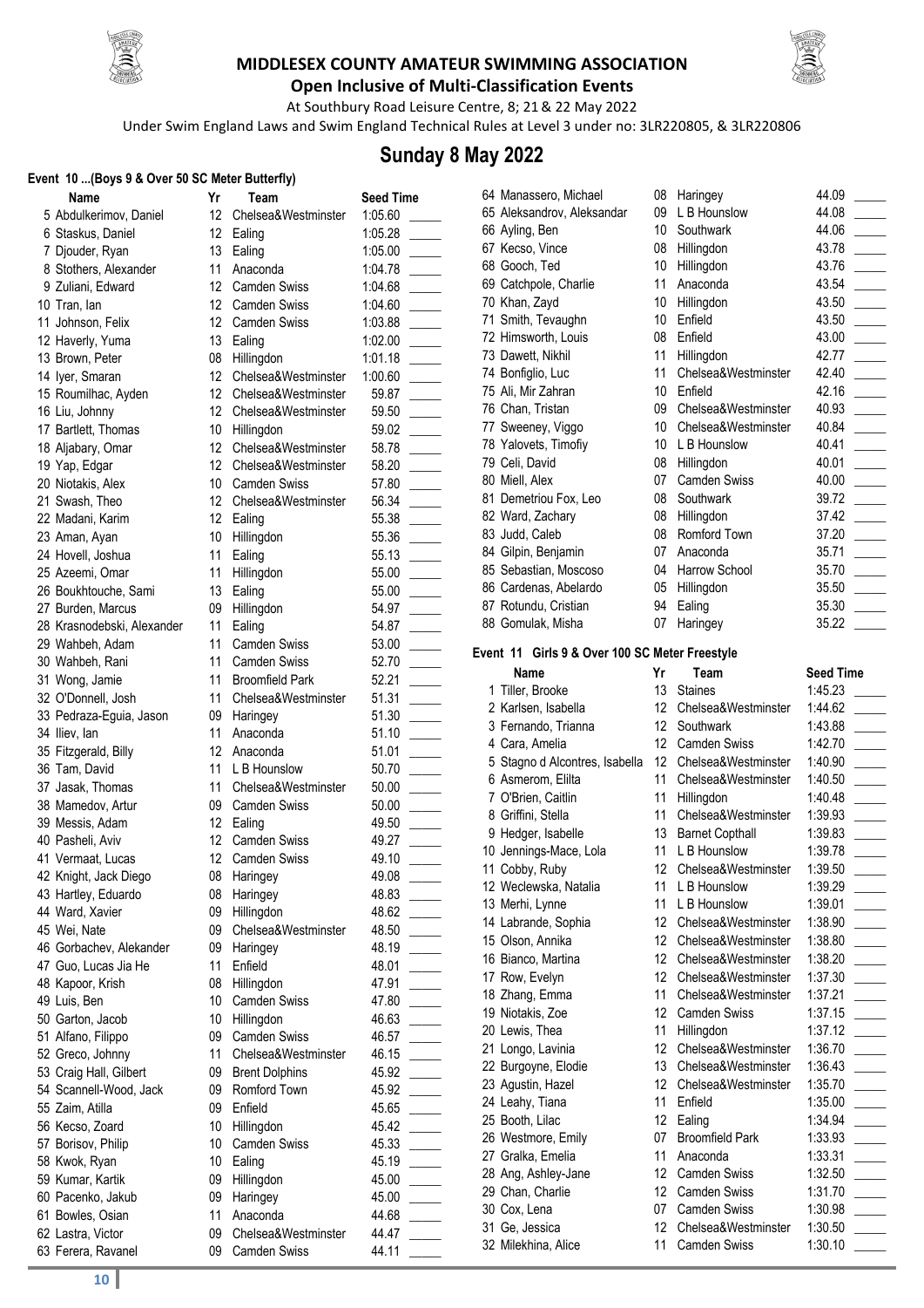## MIDDLESEX COUNTY AMATEUR SWIMMING ASSOCIATION

**Open Inclusive of Multi-Classification Events**

At Southbury Road Leisure Centre, 8; 21 & 22 May 2022

Under Swim England Laws and Swim England Technical Rules at Level 3 under no: 3LR220805, & 3LR220806

# Sunday 8 May 2022

### Event 10 ...(Boys 9 & Over 50 SC Meter Butterfly)

| Name | Yr | Team | Seed Time |
|---|---|---|---|
| 5 Abdulkerimov, Daniel | 12 | Chelsea&Westminster | 1:05.60 |
| 6 Staskus, Daniel | 12 | Ealing | 1:05.28 |
| 7 Djouder, Ryan | 13 | Ealing | 1:05.00 |
| 8 Stothers, Alexander | 11 | Anaconda | 1:04.78 |
| 9 Zuliani, Edward | 12 | Camden Swiss | 1:04.68 |
| 10 Tran, Ian | 12 | Camden Swiss | 1:04.60 |
| 11 Johnson, Felix | 12 | Camden Swiss | 1:03.88 |
| 12 Haverly, Yuma | 13 | Ealing | 1:02.00 |
| 13 Brown, Peter | 08 | Hillingdon | 1:01.18 |
| 14 Iyer, Smaran | 12 | Chelsea&Westminster | 1:00.60 |
| 15 Roumilhac, Ayden | 12 | Chelsea&Westminster | 59.87 |
| 16 Liu, Johnny | 12 | Chelsea&Westminster | 59.50 |
| 17 Bartlett, Thomas | 10 | Hillingdon | 59.02 |
| 18 Aljabary, Omar | 12 | Chelsea&Westminster | 58.78 |
| 19 Yap, Edgar | 12 | Chelsea&Westminster | 58.20 |
| 20 Niotakis, Alex | 10 | Camden Swiss | 57.80 |
| 21 Swash, Theo | 12 | Chelsea&Westminster | 56.34 |
| 22 Madani, Karim | 12 | Ealing | 55.38 |
| 23 Aman, Ayan | 10 | Hillingdon | 55.36 |
| 24 Hovell, Joshua | 11 | Ealing | 55.13 |
| 25 Azeemi, Omar | 11 | Hillingdon | 55.00 |
| 26 Boukhtouche, Sami | 13 | Ealing | 55.00 |
| 27 Burden, Marcus | 09 | Hillingdon | 54.97 |
| 28 Krasnodebski, Alexander | 11 | Ealing | 54.87 |
| 29 Wahbeh, Adam | 11 | Camden Swiss | 53.00 |
| 30 Wahbeh, Rani | 11 | Camden Swiss | 52.70 |
| 31 Wong, Jamie | 11 | Broomfield Park | 52.21 |
| 32 O'Donnell, Josh | 11 | Chelsea&Westminster | 51.31 |
| 33 Pedraza-Eguia, Jason | 09 | Haringey | 51.30 |
| 34 Iliev, Ian | 11 | Anaconda | 51.10 |
| 35 Fitzgerald, Billy | 12 | Anaconda | 51.01 |
| 36 Tam, David | 11 | L B Hounslow | 50.70 |
| 37 Jasak, Thomas | 11 | Chelsea&Westminster | 50.00 |
| 38 Mamedov, Artur | 09 | Camden Swiss | 50.00 |
| 39 Messis, Adam | 12 | Ealing | 49.50 |
| 40 Pasheli, Aviv | 12 | Camden Swiss | 49.27 |
| 41 Vermaat, Lucas | 12 | Camden Swiss | 49.10 |
| 42 Knight, Jack Diego | 08 | Haringey | 49.08 |
| 43 Hartley, Eduardo | 08 | Haringey | 48.83 |
| 44 Ward, Xavier | 09 | Hillingdon | 48.62 |
| 45 Wei, Nate | 09 | Chelsea&Westminster | 48.50 |
| 46 Gorbachev, Alekander | 09 | Haringey | 48.19 |
| 47 Guo, Lucas Jia He | 11 | Enfield | 48.01 |
| 48 Kapoor, Krish | 08 | Hillingdon | 47.91 |
| 49 Luis, Ben | 10 | Camden Swiss | 47.80 |
| 50 Garton, Jacob | 10 | Hillingdon | 46.63 |
| 51 Alfano, Filippo | 09 | Camden Swiss | 46.57 |
| 52 Greco, Johnny | 11 | Chelsea&Westminster | 46.15 |
| 53 Craig Hall, Gilbert | 09 | Brent Dolphins | 45.92 |
| 54 Scannell-Wood, Jack | 09 | Romford Town | 45.92 |
| 55 Zaim, Atilla | 09 | Enfield | 45.65 |
| 56 Kecso, Zoard | 10 | Hillingdon | 45.42 |
| 57 Borisov, Philip | 10 | Camden Swiss | 45.33 |
| 58 Kwok, Ryan | 10 | Ealing | 45.19 |
| 59 Kumar, Kartik | 09 | Hillingdon | 45.00 |
| 60 Pacenko, Jakub | 09 | Haringey | 45.00 |
| 61 Bowles, Osian | 11 | Anaconda | 44.68 |
| 62 Lastra, Victor | 09 | Chelsea&Westminster | 44.47 |
| 63 Ferera, Ravanel | 09 | Camden Swiss | 44.11 |
| 64 Manassero, Michael | 08 | Haringey | 44.09 |
| 65 Aleksandrov, Aleksandar | 09 | L B Hounslow | 44.08 |
| 66 Ayling, Ben | 10 | Southwark | 44.06 |
| 67 Kecso, Vince | 08 | Hillingdon | 43.78 |
| 68 Gooch, Ted | 10 | Hillingdon | 43.76 |
| 69 Catchpole, Charlie | 11 | Anaconda | 43.54 |
| 70 Khan, Zayd | 10 | Hillingdon | 43.50 |
| 71 Smith, Tevaughn | 10 | Enfield | 43.50 |
| 72 Himsworth, Louis | 08 | Enfield | 43.00 |
| 73 Dawett, Nikhil | 11 | Hillingdon | 42.77 |
| 74 Bonfiglio, Luc | 11 | Chelsea&Westminster | 42.40 |
| 75 Ali, Mir Zahran | 10 | Enfield | 42.16 |
| 76 Chan, Tristan | 09 | Chelsea&Westminster | 40.93 |
| 77 Sweeney, Viggo | 10 | Chelsea&Westminster | 40.84 |
| 78 Yalovets, Timofiy | 10 | L B Hounslow | 40.41 |
| 79 Celi, David | 08 | Hillingdon | 40.01 |
| 80 Miell, Alex | 07 | Camden Swiss | 40.00 |
| 81 Demetriou Fox, Leo | 08 | Southwark | 39.72 |
| 82 Ward, Zachary | 08 | Hillingdon | 37.42 |
| 83 Judd, Caleb | 08 | Romford Town | 37.20 |
| 84 Gilpin, Benjamin | 07 | Anaconda | 35.71 |
| 85 Sebastian, Moscoso | 04 | Harrow School | 35.70 |
| 86 Cardenas, Abelardo | 05 | Hillingdon | 35.50 |
| 87 Rotundu, Cristian | 94 | Ealing | 35.30 |
| 88 Gomulak, Misha | 07 | Haringey | 35.22 |

### Event 11 Girls 9 & Over 100 SC Meter Freestyle

| Name | Yr | Team | Seed Time |
|---|---|---|---|
| 1 Tiller, Brooke | 13 | Staines | 1:45.23 |
| 2 Karlsen, Isabella | 12 | Chelsea&Westminster | 1:44.62 |
| 3 Fernando, Trianna | 12 | Southwark | 1:43.88 |
| 4 Cara, Amelia | 12 | Camden Swiss | 1:42.70 |
| 5 Stagno d Alcontres, Isabella | 12 | Chelsea&Westminster | 1:40.90 |
| 6 Asmerom, Elilta | 11 | Chelsea&Westminster | 1:40.50 |
| 7 O'Brien, Caitlin | 11 | Hillingdon | 1:40.48 |
| 8 Griffini, Stella | 11 | Chelsea&Westminster | 1:39.93 |
| 9 Hedger, Isabelle | 13 | Barnet Copthall | 1:39.83 |
| 10 Jennings-Mace, Lola | 11 | L B Hounslow | 1:39.78 |
| 11 Cobby, Ruby | 12 | Chelsea&Westminster | 1:39.50 |
| 12 Weclewska, Natalia | 11 | L B Hounslow | 1:39.29 |
| 13 Merhi, Lynne | 11 | L B Hounslow | 1:39.01 |
| 14 Labrande, Sophia | 12 | Chelsea&Westminster | 1:38.90 |
| 15 Olson, Annika | 12 | Chelsea&Westminster | 1:38.80 |
| 16 Bianco, Martina | 12 | Chelsea&Westminster | 1:38.20 |
| 17 Row, Evelyn | 12 | Chelsea&Westminster | 1:37.30 |
| 18 Zhang, Emma | 11 | Chelsea&Westminster | 1:37.21 |
| 19 Niotakis, Zoe | 12 | Camden Swiss | 1:37.15 |
| 20 Lewis, Thea | 11 | Hillingdon | 1:37.12 |
| 21 Longo, Lavinia | 12 | Chelsea&Westminster | 1:36.70 |
| 22 Burgoyne, Elodie | 13 | Chelsea&Westminster | 1:36.43 |
| 23 Agustin, Hazel | 12 | Chelsea&Westminster | 1:35.70 |
| 24 Leahy, Tiana | 11 | Enfield | 1:35.00 |
| 25 Booth, Lilac | 12 | Ealing | 1:34.94 |
| 26 Westmore, Emily | 07 | Broomfield Park | 1:33.93 |
| 27 Gralka, Emelia | 11 | Anaconda | 1:33.31 |
| 28 Ang, Ashley-Jane | 12 | Camden Swiss | 1:32.50 |
| 29 Chan, Charlie | 12 | Camden Swiss | 1:31.70 |
| 30 Cox, Lena | 07 | Camden Swiss | 1:30.98 |
| 31 Ge, Jessica | 12 | Chelsea&Westminster | 1:30.50 |
| 32 Milekhina, Alice | 11 | Camden Swiss | 1:30.10 |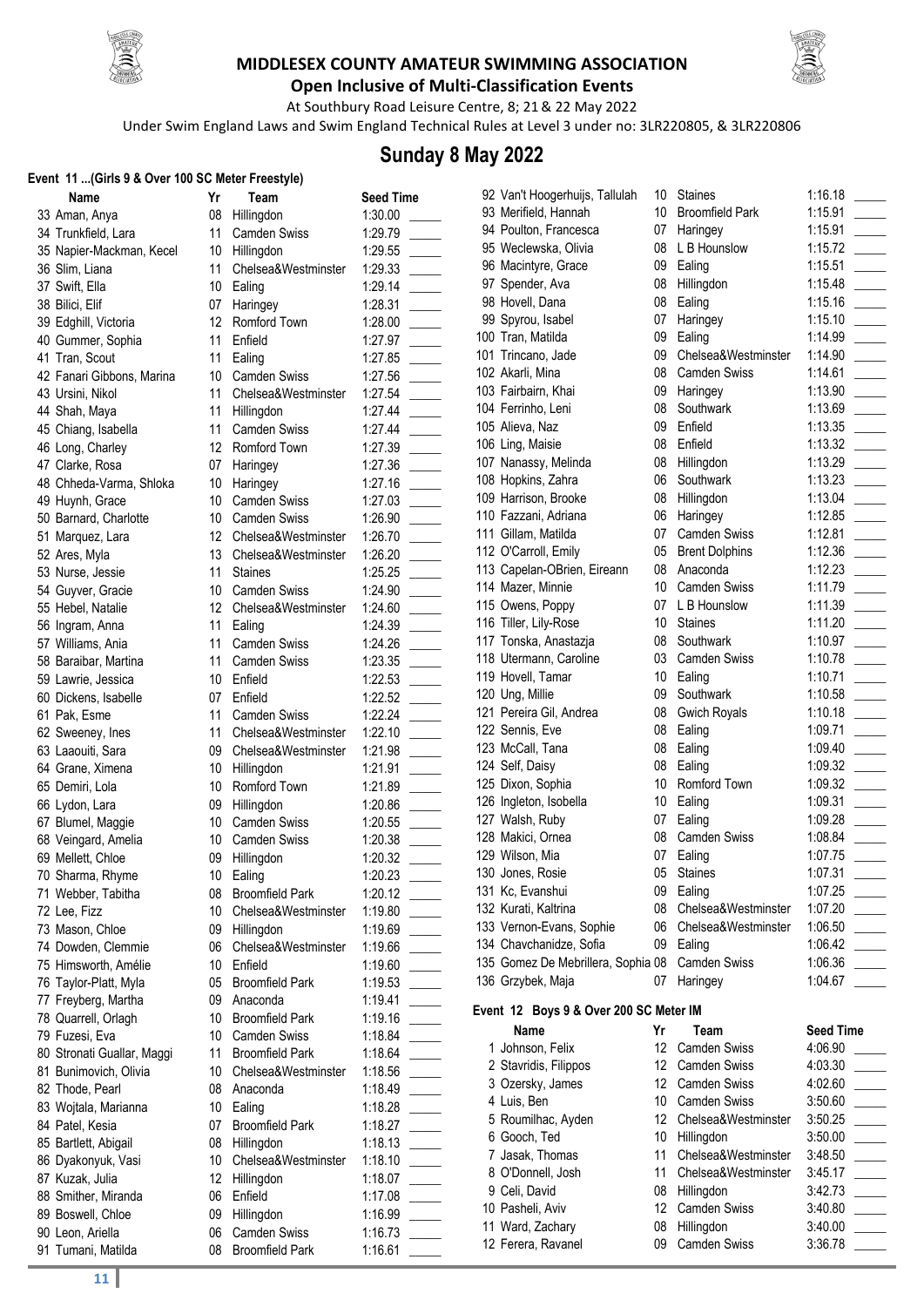# MIDDLESEX COUNTY AMATEUR SWIMMING ASSOCIATION

**Open Inclusive of Multi-Classification Events**

At Southbury Road Leisure Centre, 8; 21 & 22 May 2022

Under Swim England Laws and Swim England Technical Rules at Level 3 under no: 3LR220805, & 3LR220806

## Sunday 8 May 2022

### Event 11 ...(Girls 9 & Over 100 SC Meter Freestyle)

| | Name | Yr | Team | Seed Time |
|---|---|---|---|---|
| 33 | Aman, Anya | 08 | Hillingdon | 1:30.00 |
| 34 | Trunkfield, Lara | 11 | Camden Swiss | 1:29.79 |
| 35 | Napier-Mackman, Kecel | 10 | Hillingdon | 1:29.55 |
| 36 | Slim, Liana | 11 | Chelsea&Westminster | 1:29.33 |
| 37 | Swift, Ella | 10 | Ealing | 1:29.14 |
| 38 | Bilici, Elif | 07 | Haringey | 1:28.31 |
| 39 | Edghill, Victoria | 12 | Romford Town | 1:28.00 |
| 40 | Gummer, Sophia | 11 | Enfield | 1:27.97 |
| 41 | Tran, Scout | 11 | Ealing | 1:27.85 |
| 42 | Fanari Gibbons, Marina | 10 | Camden Swiss | 1:27.56 |
| 43 | Ursini, Nikol | 11 | Chelsea&Westminster | 1:27.54 |
| 44 | Shah, Maya | 11 | Hillingdon | 1:27.44 |
| 45 | Chiang, Isabella | 11 | Camden Swiss | 1:27.44 |
| 46 | Long, Charley | 12 | Romford Town | 1:27.39 |
| 47 | Clarke, Rosa | 07 | Haringey | 1:27.36 |
| 48 | Chheda-Varma, Shloka | 10 | Haringey | 1:27.16 |
| 49 | Huynh, Grace | 10 | Camden Swiss | 1:27.03 |
| 50 | Barnard, Charlotte | 10 | Camden Swiss | 1:26.90 |
| 51 | Marquez, Lara | 12 | Chelsea&Westminster | 1:26.70 |
| 52 | Ares, Myla | 13 | Chelsea&Westminster | 1:26.20 |
| 53 | Nurse, Jessie | 11 | Staines | 1:25.25 |
| 54 | Guyver, Gracie | 10 | Camden Swiss | 1:24.90 |
| 55 | Hebel, Natalie | 12 | Chelsea&Westminster | 1:24.60 |
| 56 | Ingram, Anna | 11 | Ealing | 1:24.39 |
| 57 | Williams, Ania | 11 | Camden Swiss | 1:24.26 |
| 58 | Baraibar, Martina | 11 | Camden Swiss | 1:23.35 |
| 59 | Lawrie, Jessica | 10 | Enfield | 1:22.53 |
| 60 | Dickens, Isabelle | 07 | Enfield | 1:22.52 |
| 61 | Pak, Esme | 11 | Camden Swiss | 1:22.24 |
| 62 | Sweeney, Ines | 11 | Chelsea&Westminster | 1:22.10 |
| 63 | Laaouiti, Sara | 09 | Chelsea&Westminster | 1:21.98 |
| 64 | Grane, Ximena | 10 | Hillingdon | 1:21.91 |
| 65 | Demiri, Lola | 10 | Romford Town | 1:21.89 |
| 66 | Lydon, Lara | 09 | Hillingdon | 1:20.86 |
| 67 | Blumel, Maggie | 10 | Camden Swiss | 1:20.55 |
| 68 | Veingard, Amelia | 10 | Camden Swiss | 1:20.38 |
| 69 | Mellett, Chloe | 09 | Hillingdon | 1:20.32 |
| 70 | Sharma, Rhyme | 10 | Ealing | 1:20.23 |
| 71 | Webber, Tabitha | 08 | Broomfield Park | 1:20.12 |
| 72 | Lee, Fizz | 10 | Chelsea&Westminster | 1:19.80 |
| 73 | Mason, Chloe | 09 | Hillingdon | 1:19.69 |
| 74 | Dowden, Clemmie | 06 | Chelsea&Westminster | 1:19.66 |
| 75 | Himsworth, Amélie | 10 | Enfield | 1:19.60 |
| 76 | Taylor-Platt, Myla | 05 | Broomfield Park | 1:19.53 |
| 77 | Freyberg, Martha | 09 | Anaconda | 1:19.41 |
| 78 | Quarrell, Orlagh | 10 | Broomfield Park | 1:19.16 |
| 79 | Fuzesi, Eva | 10 | Camden Swiss | 1:18.84 |
| 80 | Stronati Guallar, Maggi | 11 | Broomfield Park | 1:18.64 |
| 81 | Bunimovich, Olivia | 10 | Chelsea&Westminster | 1:18.56 |
| 82 | Thode, Pearl | 08 | Anaconda | 1:18.49 |
| 83 | Wojtala, Marianna | 10 | Ealing | 1:18.28 |
| 84 | Patel, Kesia | 07 | Broomfield Park | 1:18.27 |
| 85 | Bartlett, Abigail | 08 | Hillingdon | 1:18.13 |
| 86 | Dyakonyuk, Vasi | 10 | Chelsea&Westminster | 1:18.10 |
| 87 | Kuzak, Julia | 12 | Hillingdon | 1:18.07 |
| 88 | Smither, Miranda | 06 | Enfield | 1:17.08 |
| 89 | Boswell, Chloe | 09 | Hillingdon | 1:16.99 |
| 90 | Leon, Ariella | 06 | Camden Swiss | 1:16.73 |
| 91 | Tumani, Matilda | 08 | Broomfield Park | 1:16.61 |
| 92 | Van't Hoogerhuijs, Tallulah | 10 | Staines | 1:16.18 |
| 93 | Merifield, Hannah | 10 | Broomfield Park | 1:15.91 |
| 94 | Poulton, Francesca | 07 | Haringey | 1:15.91 |
| 95 | Weclewska, Olivia | 08 | L B Hounslow | 1:15.72 |
| 96 | Macintyre, Grace | 09 | Ealing | 1:15.51 |
| 97 | Spender, Ava | 08 | Hillingdon | 1:15.48 |
| 98 | Hovell, Dana | 08 | Ealing | 1:15.16 |
| 99 | Spyrou, Isabel | 07 | Haringey | 1:15.10 |
| 100 | Tran, Matilda | 09 | Ealing | 1:14.99 |
| 101 | Trincano, Jade | 09 | Chelsea&Westminster | 1:14.90 |
| 102 | Akarli, Mina | 08 | Camden Swiss | 1:14.61 |
| 103 | Fairbairn, Khai | 09 | Haringey | 1:13.90 |
| 104 | Ferrinho, Leni | 08 | Southwark | 1:13.69 |
| 105 | Alieva, Naz | 09 | Enfield | 1:13.35 |
| 106 | Ling, Maisie | 08 | Enfield | 1:13.32 |
| 107 | Nanassy, Melinda | 08 | Hillingdon | 1:13.29 |
| 108 | Hopkins, Zahra | 06 | Southwark | 1:13.23 |
| 109 | Harrison, Brooke | 08 | Hillingdon | 1:13.04 |
| 110 | Fazzani, Adriana | 06 | Haringey | 1:12.85 |
| 111 | Gillam, Matilda | 07 | Camden Swiss | 1:12.81 |
| 112 | O'Carroll, Emily | 05 | Brent Dolphins | 1:12.36 |
| 113 | Capelan-OBrien, Eireann | 08 | Anaconda | 1:12.23 |
| 114 | Mazer, Minnie | 10 | Camden Swiss | 1:11.79 |
| 115 | Owens, Poppy | 07 | L B Hounslow | 1:11.39 |
| 116 | Tiller, Lily-Rose | 10 | Staines | 1:11.20 |
| 117 | Tonska, Anastazja | 08 | Southwark | 1:10.97 |
| 118 | Utermann, Caroline | 03 | Camden Swiss | 1:10.78 |
| 119 | Hovell, Tamar | 10 | Ealing | 1:10.71 |
| 120 | Ung, Millie | 09 | Southwark | 1:10.58 |
| 121 | Pereira Gil, Andrea | 08 | Gwich Royals | 1:10.18 |
| 122 | Sennis, Eve | 08 | Ealing | 1:09.71 |
| 123 | McCall, Tana | 08 | Ealing | 1:09.40 |
| 124 | Self, Daisy | 08 | Ealing | 1:09.32 |
| 125 | Dixon, Sophia | 10 | Romford Town | 1:09.32 |
| 126 | Ingleton, Isobella | 10 | Ealing | 1:09.31 |
| 127 | Walsh, Ruby | 07 | Ealing | 1:09.28 |
| 128 | Makici, Ornea | 08 | Camden Swiss | 1:08.84 |
| 129 | Wilson, Mia | 07 | Ealing | 1:07.75 |
| 130 | Jones, Rosie | 05 | Staines | 1:07.31 |
| 131 | Kc, Evanshui | 09 | Ealing | 1:07.25 |
| 132 | Kurati, Kaltrina | 08 | Chelsea&Westminster | 1:07.20 |
| 133 | Vernon-Evans, Sophie | 06 | Chelsea&Westminster | 1:06.50 |
| 134 | Chavchanidze, Sofia | 09 | Ealing | 1:06.42 |
| 135 | Gomez De Mebrillera, Sophia | 08 | Camden Swiss | 1:06.36 |
| 136 | Grzybek, Maja | 07 | Haringey | 1:04.67 |

### Event 12 Boys 9 & Over 200 SC Meter IM

| | Name | Yr | Team | Seed Time |
|---|---|---|---|---|
| 1 | Johnson, Felix | 12 | Camden Swiss | 4:06.90 |
| 2 | Stavridis, Filippos | 12 | Camden Swiss | 4:03.30 |
| 3 | Ozersky, James | 12 | Camden Swiss | 4:02.60 |
| 4 | Luis, Ben | 10 | Camden Swiss | 3:50.60 |
| 5 | Roumilhac, Ayden | 12 | Chelsea&Westminster | 3:50.25 |
| 6 | Gooch, Ted | 10 | Hillingdon | 3:50.00 |
| 7 | Jasak, Thomas | 11 | Chelsea&Westminster | 3:48.50 |
| 8 | O'Donnell, Josh | 11 | Chelsea&Westminster | 3:45.17 |
| 9 | Celi, David | 08 | Hillingdon | 3:42.73 |
| 10 | Pasheli, Aviv | 12 | Camden Swiss | 3:40.80 |
| 11 | Ward, Zachary | 08 | Hillingdon | 3:40.00 |
| 12 | Ferera, Ravanel | 09 | Camden Swiss | 3:36.78 |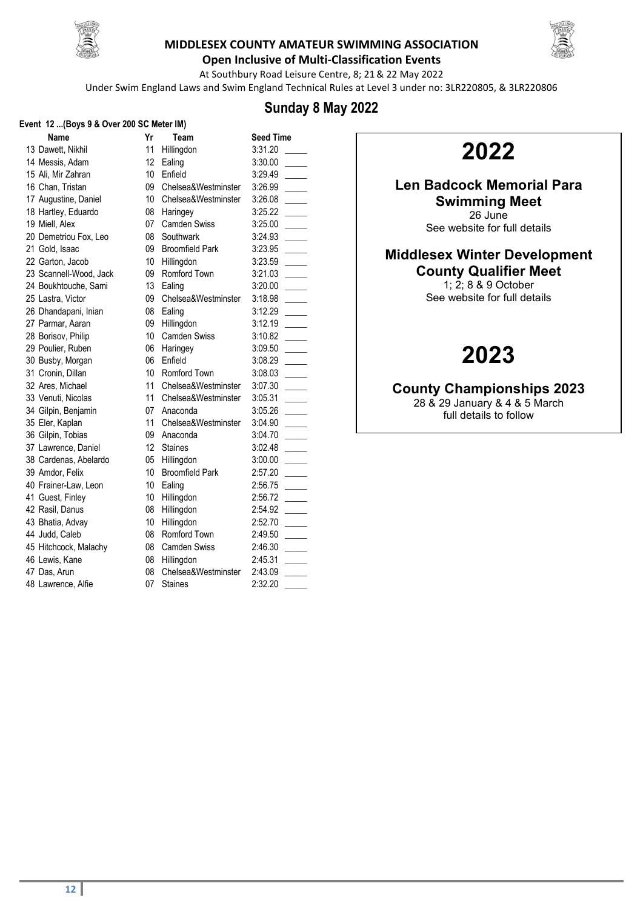## MIDDLESEX COUNTY AMATEUR SWIMMING ASSOCIATION

**Open Inclusive of Multi-Classification Events**

At Southbury Road Leisure Centre, 8; 21 & 22 May 2022

Under Swim England Laws and Swim England Technical Rules at Level 3 under no: 3LR220805, & 3LR220806

# Sunday 8 May 2022

**Event 12 ...(Boys 9 & Over 200 SC Meter IM)**

| | Name | Yr | Team | Seed Time |
|---|---|---|---|---|
| 13 | Dawett, Nikhil | 11 | Hillingdon | 3:31.20 |
| 14 | Messis, Adam | 12 | Ealing | 3:30.00 |
| 15 | Ali, Mir Zahran | 10 | Enfield | 3:29.49 |
| 16 | Chan, Tristan | 09 | Chelsea&Westminster | 3:26.99 |
| 17 | Augustine, Daniel | 10 | Chelsea&Westminster | 3:26.08 |
| 18 | Hartley, Eduardo | 08 | Haringey | 3:25.22 |
| 19 | Miell, Alex | 07 | Camden Swiss | 3:25.00 |
| 20 | Demetriou Fox, Leo | 08 | Southwark | 3:24.93 |
| 21 | Gold, Isaac | 09 | Broomfield Park | 3:23.95 |
| 22 | Garton, Jacob | 10 | Hillingdon | 3:23.59 |
| 23 | Scannell-Wood, Jack | 09 | Romford Town | 3:21.03 |
| 24 | Boukhtouche, Sami | 13 | Ealing | 3:20.00 |
| 25 | Lastra, Victor | 09 | Chelsea&Westminster | 3:18.98 |
| 26 | Dhandapani, Inian | 08 | Ealing | 3:12.29 |
| 27 | Parmar, Aaran | 09 | Hillingdon | 3:12.19 |
| 28 | Borisov, Philip | 10 | Camden Swiss | 3:10.82 |
| 29 | Poulier, Ruben | 06 | Haringey | 3:09.50 |
| 30 | Busby, Morgan | 06 | Enfield | 3:08.29 |
| 31 | Cronin, Dillan | 10 | Romford Town | 3:08.03 |
| 32 | Ares, Michael | 11 | Chelsea&Westminster | 3:07.30 |
| 33 | Venuti, Nicolas | 11 | Chelsea&Westminster | 3:05.31 |
| 34 | Gilpin, Benjamin | 07 | Anaconda | 3:05.26 |
| 35 | Eler, Kaplan | 11 | Chelsea&Westminster | 3:04.90 |
| 36 | Gilpin, Tobias | 09 | Anaconda | 3:04.70 |
| 37 | Lawrence, Daniel | 12 | Staines | 3:02.48 |
| 38 | Cardenas, Abelardo | 05 | Hillingdon | 3:00.00 |
| 39 | Amdor, Felix | 10 | Broomfield Park | 2:57.20 |
| 40 | Frainer-Law, Leon | 10 | Ealing | 2:56.75 |
| 41 | Guest, Finley | 10 | Hillingdon | 2:56.72 |
| 42 | Rasil, Danus | 08 | Hillingdon | 2:54.92 |
| 43 | Bhatia, Advay | 10 | Hillingdon | 2:52.70 |
| 44 | Judd, Caleb | 08 | Romford Town | 2:49.50 |
| 45 | Hitchcock, Malachy | 08 | Camden Swiss | 2:46.30 |
| 46 | Lewis, Kane | 08 | Hillingdon | 2:45.31 |
| 47 | Das, Arun | 08 | Chelsea&Westminster | 2:43.09 |
| 48 | Lawrence, Alfie | 07 | Staines | 2:32.20 |

# 2022

## Len Badcock Memorial Para Swimming Meet

26 June

See website for full details

## Middlesex Winter Development County Qualifier Meet

1; 2; 8 & 9 October

See website for full details

# 2023

## County Championships 2023

28 & 29 January & 4 & 5 March

full details to follow